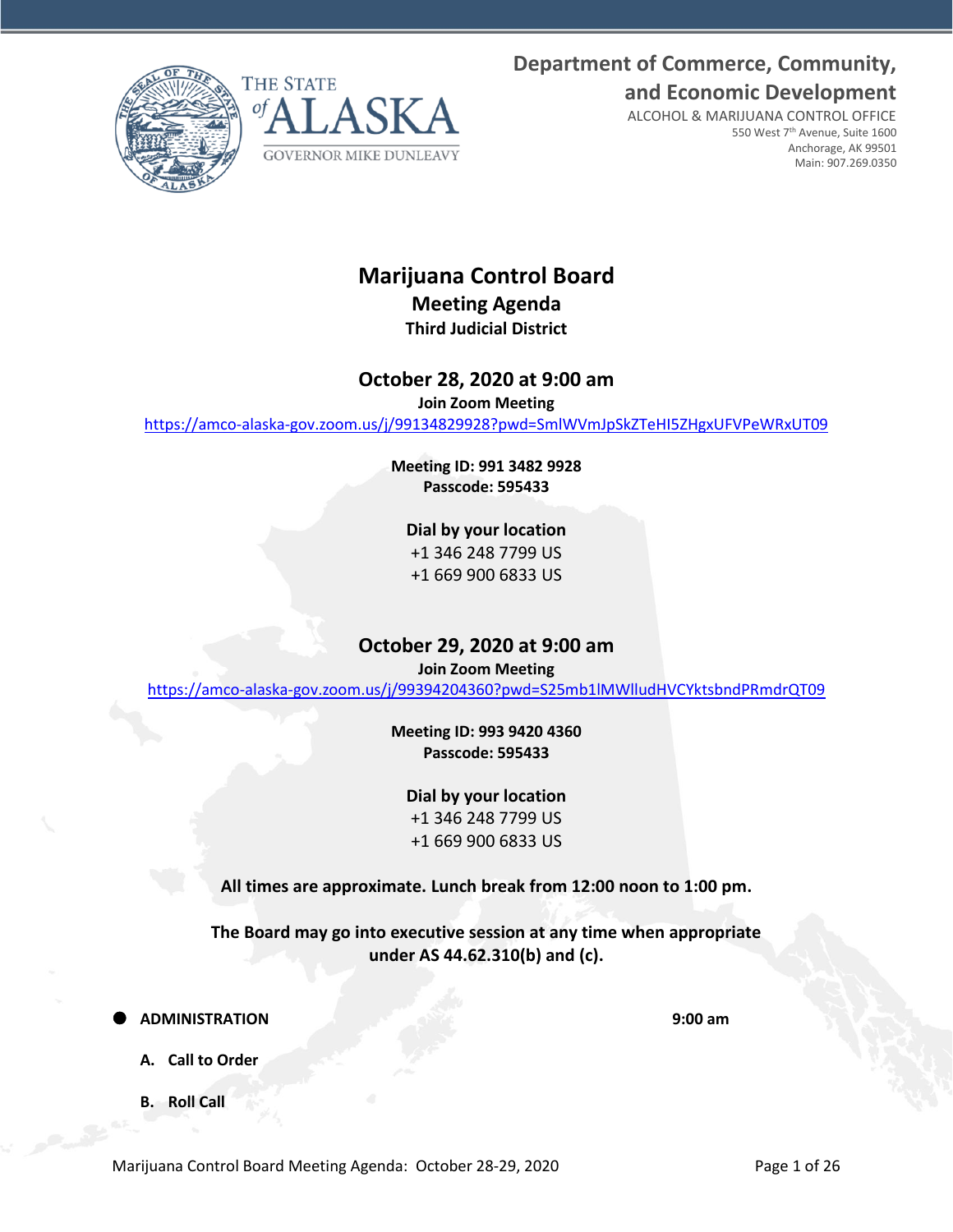Department of Commerce, Community, and Economic Development

ALCOHOL & MARIJUANA CONTROL OFFICE
550 West 7th Avenue, Suite 1600
Anchorage, AK 99501
Main: 907.269.0350

THE STATE of ALASKA
GOVERNOR MIKE DUNLEAVY

# Marijuana Control Board

## Meeting Agenda

### Third Judicial District

## October 28, 2020 at 9:00 am

**Join Zoom Meeting**

https://amco-alaska-gov.zoom.us/j/99134829928?pwd=SmlWVmJpSkZTeHI5ZHgxUFVPeWRxUT09

**Meeting ID: 991 3482 9928**
**Passcode: 595433**

**Dial by your location**
+1 346 248 7799 US
+1 669 900 6833 US

## October 29, 2020 at 9:00 am

**Join Zoom Meeting**

https://amco-alaska-gov.zoom.us/j/99394204360?pwd=S25mb1lMWlludHVCYktsbndPRmdrQT09

**Meeting ID: 993 9420 4360**
**Passcode: 595433**

**Dial by your location**
+1 346 248 7799 US
+1 669 900 6833 US

**All times are approximate. Lunch break from 12:00 noon to 1:00 pm.**

**The Board may go into executive session at any time when appropriate under AS 44.62.310(b) and (c).**

- **ADMINISTRATION** **9:00 am**

  **A. Call to Order**

  **B. Roll Call**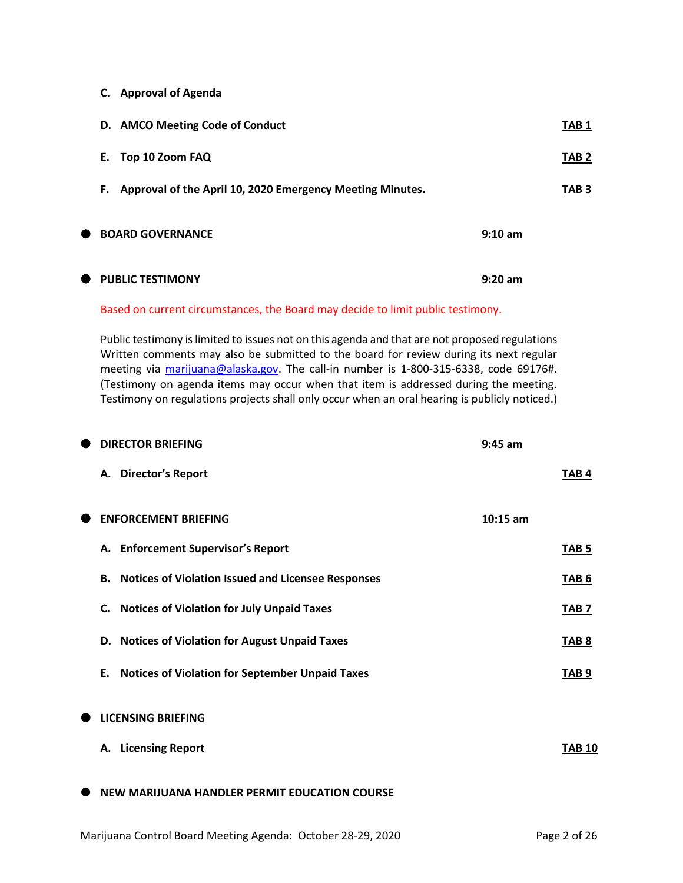**C. Approval of Agenda**

**D. AMCO Meeting Code of Conduct** **TAB 1**

**E. Top 10 Zoom FAQ** **TAB 2**

**F. Approval of the April 10, 2020 Emergency Meeting Minutes.** **TAB 3**

- **BOARD GOVERNANCE** **9:10 am**

- **PUBLIC TESTIMONY** **9:20 am**

Based on current circumstances, the Board may decide to limit public testimony.

Public testimony is limited to issues not on this agenda and that are not proposed regulations Written comments may also be submitted to the board for review during its next regular meeting via [marijuana@alaska.gov](mailto:marijuana@alaska.gov). The call-in number is 1-800-315-6338, code 69176#. (Testimony on agenda items may occur when that item is addressed during the meeting. Testimony on regulations projects shall only occur when an oral hearing is publicly noticed.)

- **DIRECTOR BRIEFING** **9:45 am**

**A. Director's Report** **TAB 4**

- **ENFORCEMENT BRIEFING** **10:15 am**

**A. Enforcement Supervisor's Report** **TAB 5**

**B. Notices of Violation Issued and Licensee Responses** **TAB 6**

**C. Notices of Violation for July Unpaid Taxes** **TAB 7**

**D. Notices of Violation for August Unpaid Taxes** **TAB 8**

**E. Notices of Violation for September Unpaid Taxes** **TAB 9**

- **LICENSING BRIEFING**

**A. Licensing Report** **TAB 10**

- **NEW MARIJUANA HANDLER PERMIT EDUCATION COURSE**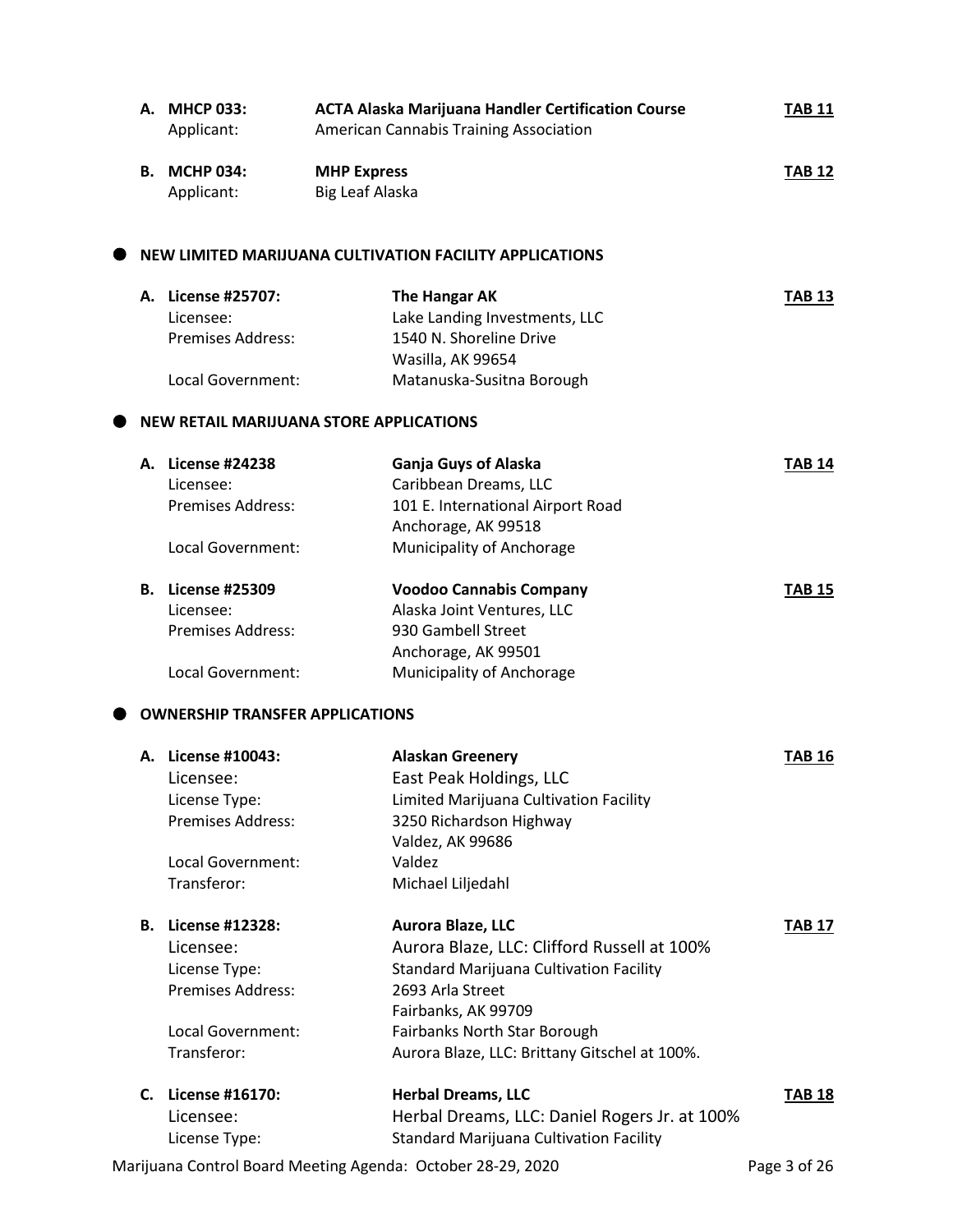**A. MHCP 033:** **ACTA Alaska Marijuana Handler Certification Course** **TAB 11**
Applicant: American Cannabis Training Association

**B. MCHP 034:** **MHP Express** **TAB 12**
Applicant: Big Leaf Alaska

## NEW LIMITED MARIJUANA CULTIVATION FACILITY APPLICATIONS

**A. License #25707:** **The Hangar AK** **TAB 13**
Licensee: Lake Landing Investments, LLC
Premises Address: 1540 N. Shoreline Drive
Wasilla, AK 99654
Local Government: Matanuska-Susitna Borough

## NEW RETAIL MARIJUANA STORE APPLICATIONS

**A. License #24238** **Ganja Guys of Alaska** **TAB 14**
Licensee: Caribbean Dreams, LLC
Premises Address: 101 E. International Airport Road
Anchorage, AK 99518
Local Government: Municipality of Anchorage

**B. License #25309** **Voodoo Cannabis Company** **TAB 15**
Licensee: Alaska Joint Ventures, LLC
Premises Address: 930 Gambell Street
Anchorage, AK 99501
Local Government: Municipality of Anchorage

## OWNERSHIP TRANSFER APPLICATIONS

**A. License #10043:** **Alaskan Greenery** **TAB 16**
Licensee: East Peak Holdings, LLC
License Type: Limited Marijuana Cultivation Facility
Premises Address: 3250 Richardson Highway
Valdez, AK 99686
Local Government: Valdez
Transferor: Michael Liljedahl

**B. License #12328:** **Aurora Blaze, LLC** **TAB 17**
Licensee: Aurora Blaze, LLC: Clifford Russell at 100%
License Type: Standard Marijuana Cultivation Facility
Premises Address: 2693 Arla Street
Fairbanks, AK 99709
Local Government: Fairbanks North Star Borough
Transferor: Aurora Blaze, LLC: Brittany Gitschel at 100%.

**C. License #16170:** **Herbal Dreams, LLC** **TAB 18**
Licensee: Herbal Dreams, LLC: Daniel Rogers Jr. at 100%
License Type: Standard Marijuana Cultivation Facility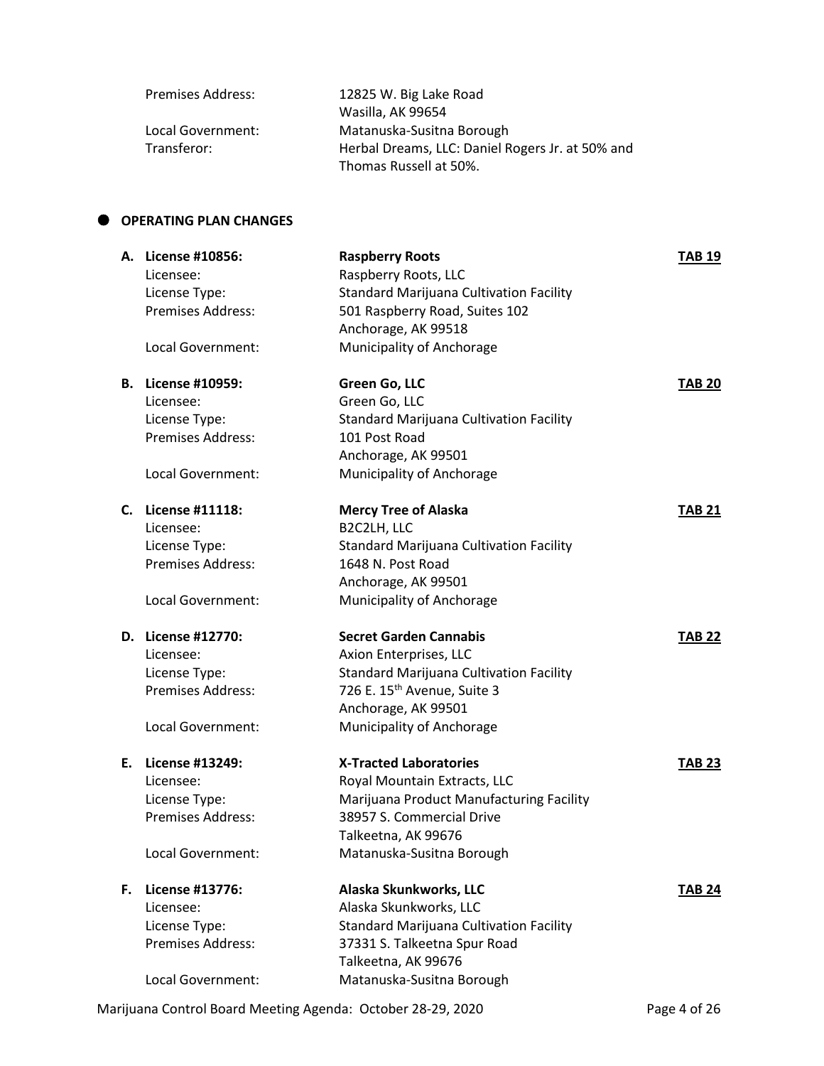Premises Address: 12825 W. Big Lake Road
Wasilla, AK 99654
Local Government: Matanuska-Susitna Borough
Transferor: Herbal Dreams, LLC: Daniel Rogers Jr. at 50% and Thomas Russell at 50%.

## OPERATING PLAN CHANGES

**A. License #10856:** **Raspberry Roots** **TAB 19**
Licensee: Raspberry Roots, LLC
License Type: Standard Marijuana Cultivation Facility
Premises Address: 501 Raspberry Road, Suites 102
Anchorage, AK 99518
Local Government: Municipality of Anchorage

**B. License #10959:** **Green Go, LLC** **TAB 20**
Licensee: Green Go, LLC
License Type: Standard Marijuana Cultivation Facility
Premises Address: 101 Post Road
Anchorage, AK 99501
Local Government: Municipality of Anchorage

**C. License #11118:** **Mercy Tree of Alaska** **TAB 21**
Licensee: B2C2LH, LLC
License Type: Standard Marijuana Cultivation Facility
Premises Address: 1648 N. Post Road
Anchorage, AK 99501
Local Government: Municipality of Anchorage

**D. License #12770:** **Secret Garden Cannabis** **TAB 22**
Licensee: Axion Enterprises, LLC
License Type: Standard Marijuana Cultivation Facility
Premises Address: 726 E. 15th Avenue, Suite 3
Anchorage, AK 99501
Local Government: Municipality of Anchorage

**E. License #13249:** **X-Tracted Laboratories** **TAB 23**
Licensee: Royal Mountain Extracts, LLC
License Type: Marijuana Product Manufacturing Facility
Premises Address: 38957 S. Commercial Drive
Talkeetna, AK 99676
Local Government: Matanuska-Susitna Borough

**F. License #13776:** **Alaska Skunkworks, LLC** **TAB 24**
Licensee: Alaska Skunkworks, LLC
License Type: Standard Marijuana Cultivation Facility
Premises Address: 37331 S. Talkeetna Spur Road
Talkeetna, AK 99676
Local Government: Matanuska-Susitna Borough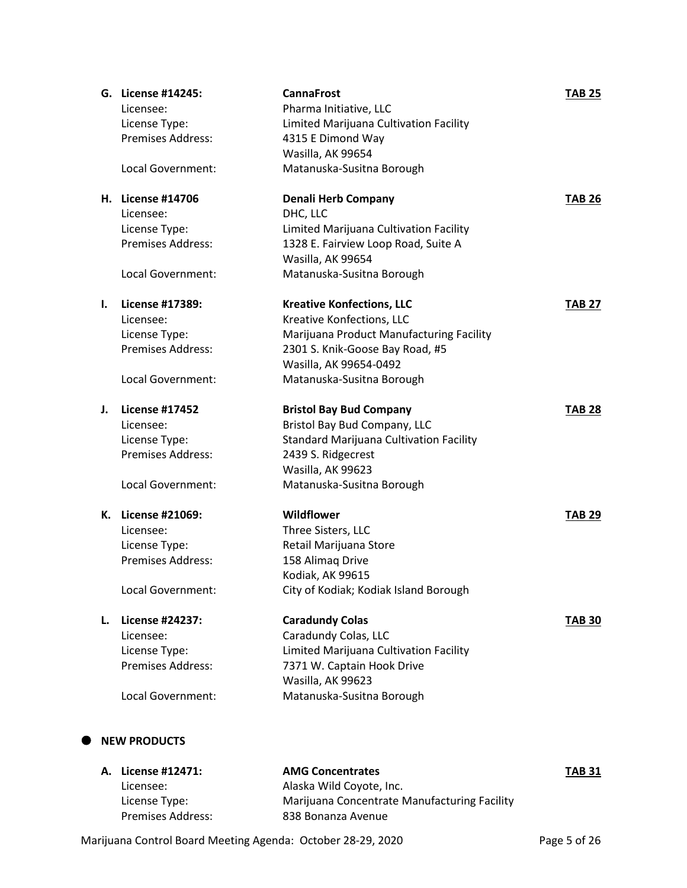**G. License #14245:** **CannaFrost** **TAB 25**
Licensee: Pharma Initiative, LLC
License Type: Limited Marijuana Cultivation Facility
Premises Address: 4315 E Dimond Way
Wasilla, AK 99654
Local Government: Matanuska-Susitna Borough

**H. License #14706** **Denali Herb Company** **TAB 26**
Licensee: DHC, LLC
License Type: Limited Marijuana Cultivation Facility
Premises Address: 1328 E. Fairview Loop Road, Suite A
Wasilla, AK 99654
Local Government: Matanuska-Susitna Borough

**I. License #17389:** **Kreative Konfections, LLC** **TAB 27**
Licensee: Kreative Konfections, LLC
License Type: Marijuana Product Manufacturing Facility
Premises Address: 2301 S. Knik-Goose Bay Road, #5
Wasilla, AK 99654-0492
Local Government: Matanuska-Susitna Borough

**J. License #17452** **Bristol Bay Bud Company** **TAB 28**
Licensee: Bristol Bay Bud Company, LLC
License Type: Standard Marijuana Cultivation Facility
Premises Address: 2439 S. Ridgecrest
Wasilla, AK 99623
Local Government: Matanuska-Susitna Borough

**K. License #21069:** **Wildflower** **TAB 29**
Licensee: Three Sisters, LLC
License Type: Retail Marijuana Store
Premises Address: 158 Alimaq Drive
Kodiak, AK 99615
Local Government: City of Kodiak; Kodiak Island Borough

**L. License #24237:** **Caradundy Colas** **TAB 30**
Licensee: Caradundy Colas, LLC
License Type: Limited Marijuana Cultivation Facility
Premises Address: 7371 W. Captain Hook Drive
Wasilla, AK 99623
Local Government: Matanuska-Susitna Borough

- **NEW PRODUCTS**

**A. License #12471:** **AMG Concentrates** **TAB 31**
Licensee: Alaska Wild Coyote, Inc.
License Type: Marijuana Concentrate Manufacturing Facility
Premises Address: 838 Bonanza Avenue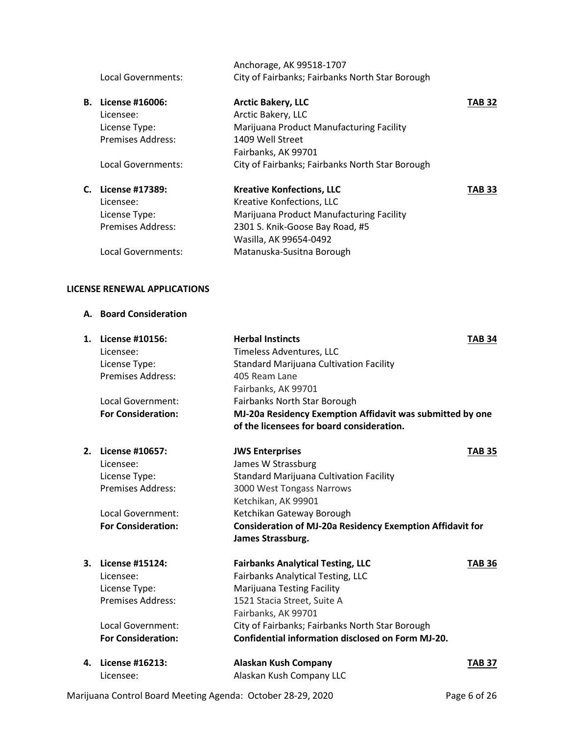Anchorage, AK 99518-1707

Local Governments: City of Fairbanks; Fairbanks North Star Borough

**B. License #16006:** **Arctic Bakery, LLC** **TAB 32**

Licensee: Arctic Bakery, LLC
License Type: Marijuana Product Manufacturing Facility
Premises Address: 1409 Well Street
Fairbanks, AK 99701
Local Governments: City of Fairbanks; Fairbanks North Star Borough

**C. License #17389:** **Kreative Konfections, LLC** **TAB 33**

Licensee: Kreative Konfections, LLC
License Type: Marijuana Product Manufacturing Facility
Premises Address: 2301 S. Knik-Goose Bay Road, #5
Wasilla, AK 99654-0492
Local Governments: Matanuska-Susitna Borough

## LICENSE RENEWAL APPLICATIONS

### A. Board Consideration

**1. License #10156:** **Herbal Instincts** **TAB 34**

Licensee: Timeless Adventures, LLC
License Type: Standard Marijuana Cultivation Facility
Premises Address: 405 Ream Lane
Fairbanks, AK 99701
Local Government: Fairbanks North Star Borough
**For Consideration:** **MJ-20a Residency Exemption Affidavit was submitted by one of the licensees for board consideration.**

**2. License #10657:** **JWS Enterprises** **TAB 35**

Licensee: James W Strassburg
License Type: Standard Marijuana Cultivation Facility
Premises Address: 3000 West Tongass Narrows
Ketchikan, AK 99901
Local Government: Ketchikan Gateway Borough
**For Consideration:** **Consideration of MJ-20a Residency Exemption Affidavit for James Strassburg.**

**3. License #15124:** **Fairbanks Analytical Testing, LLC** **TAB 36**

Licensee: Fairbanks Analytical Testing, LLC
License Type: Marijuana Testing Facility
Premises Address: 1521 Stacia Street, Suite A
Fairbanks, AK 99701
Local Government: City of Fairbanks; Fairbanks North Star Borough
**For Consideration:** **Confidential information disclosed on Form MJ-20.**

**4. License #16213:** **Alaskan Kush Company** **TAB 37**

Licensee: Alaskan Kush Company LLC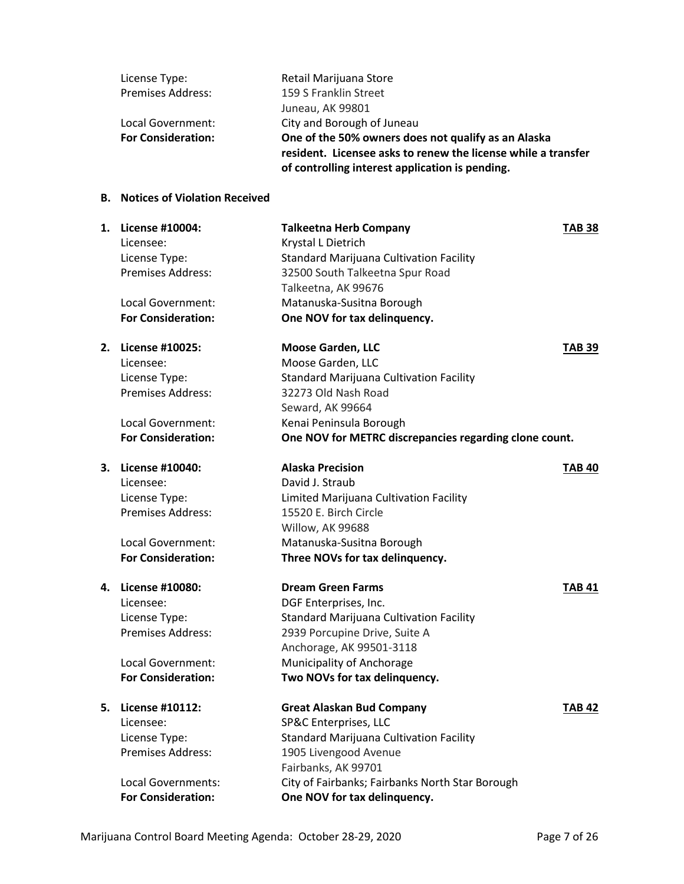| | |
|---|---|
| License Type: | Retail Marijuana Store |
| Premises Address: | 159 S Franklin Street<br>Juneau, AK 99801 |
| Local Government: | City and Borough of Juneau |
| **For Consideration:** | **One of the 50% owners does not qualify as an Alaska resident. Licensee asks to renew the license while a transfer of controlling interest application is pending.** |

**B. Notices of Violation Received**

**1. License #10004:** **Talkeetna Herb Company** **TAB 38**

| | |
|---|---|
| Licensee: | Krystal L Dietrich |
| License Type: | Standard Marijuana Cultivation Facility |
| Premises Address: | 32500 South Talkeetna Spur Road<br>Talkeetna, AK 99676 |
| Local Government: | Matanuska-Susitna Borough |
| **For Consideration:** | **One NOV for tax delinquency.** |

**2. License #10025:** **Moose Garden, LLC** **TAB 39**

| | |
|---|---|
| Licensee: | Moose Garden, LLC |
| License Type: | Standard Marijuana Cultivation Facility |
| Premises Address: | 32273 Old Nash Road<br>Seward, AK 99664 |
| Local Government: | Kenai Peninsula Borough |
| **For Consideration:** | **One NOV for METRC discrepancies regarding clone count.** |

**3. License #10040:** **Alaska Precision** **TAB 40**

| | |
|---|---|
| Licensee: | David J. Straub |
| License Type: | Limited Marijuana Cultivation Facility |
| Premises Address: | 15520 E. Birch Circle<br>Willow, AK 99688 |
| Local Government: | Matanuska-Susitna Borough |
| **For Consideration:** | **Three NOVs for tax delinquency.** |

**4. License #10080:** **Dream Green Farms** **TAB 41**

| | |
|---|---|
| Licensee: | DGF Enterprises, Inc. |
| License Type: | Standard Marijuana Cultivation Facility |
| Premises Address: | 2939 Porcupine Drive, Suite A<br>Anchorage, AK 99501-3118 |
| Local Government: | Municipality of Anchorage |
| **For Consideration:** | **Two NOVs for tax delinquency.** |

**5. License #10112:** **Great Alaskan Bud Company** **TAB 42**

| | |
|---|---|
| Licensee: | SP&C Enterprises, LLC |
| License Type: | Standard Marijuana Cultivation Facility |
| Premises Address: | 1905 Livengood Avenue<br>Fairbanks, AK 99701 |
| Local Governments: | City of Fairbanks; Fairbanks North Star Borough |
| **For Consideration:** | **One NOV for tax delinquency.** |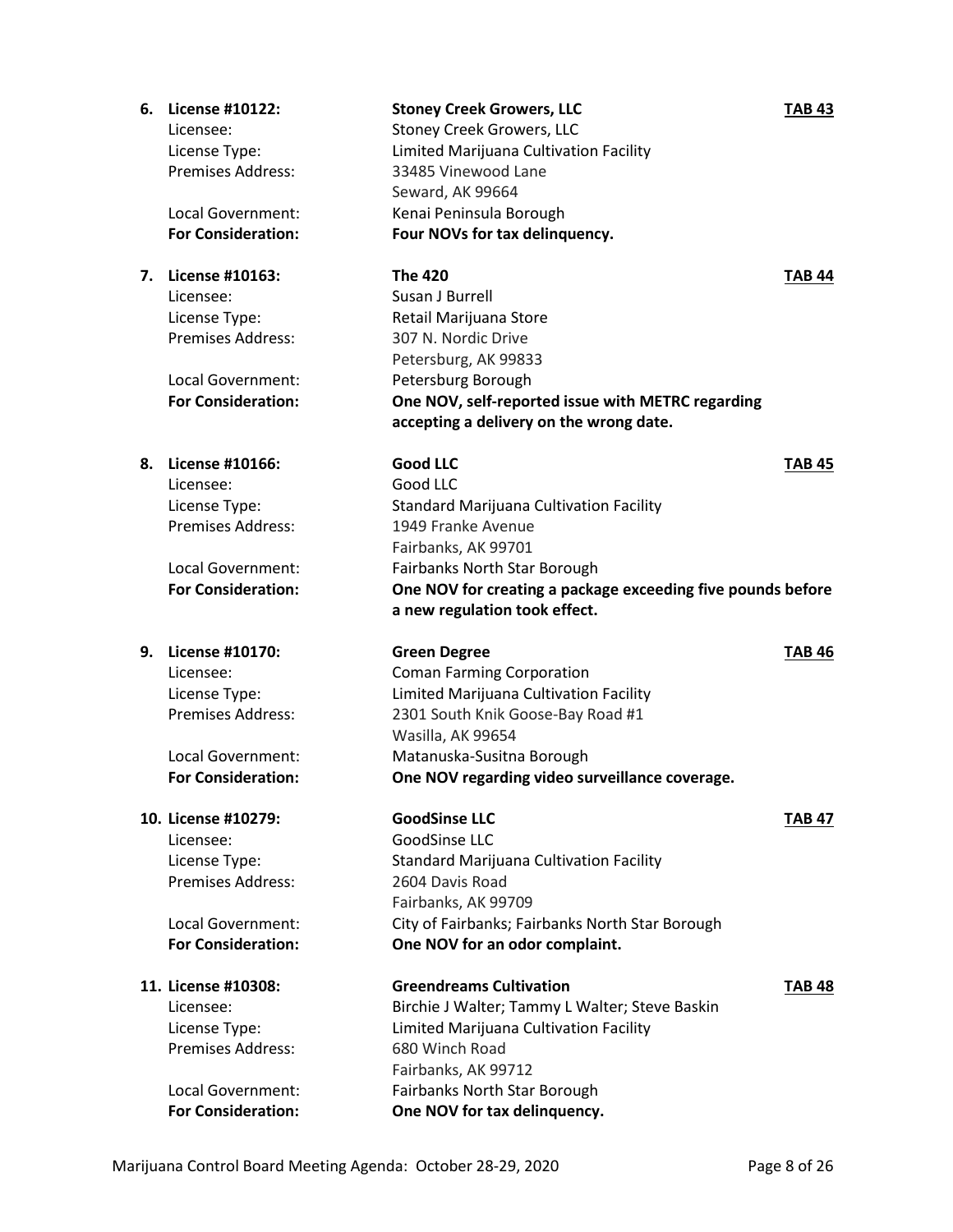6. **License #10122:** **Stoney Creek Growers, LLC** **TAB 43**
   Licensee: Stoney Creek Growers, LLC
   License Type: Limited Marijuana Cultivation Facility
   Premises Address: 33485 Vinewood Lane
   Seward, AK 99664
   Local Government: Kenai Peninsula Borough
   **For Consideration:** **Four NOVs for tax delinquency.**

7. **License #10163:** **The 420** **TAB 44**
   Licensee: Susan J Burrell
   License Type: Retail Marijuana Store
   Premises Address: 307 N. Nordic Drive
   Petersburg, AK 99833
   Local Government: Petersburg Borough
   **For Consideration:** **One NOV, self-reported issue with METRC regarding accepting a delivery on the wrong date.**

8. **License #10166:** **Good LLC** **TAB 45**
   Licensee: Good LLC
   License Type: Standard Marijuana Cultivation Facility
   Premises Address: 1949 Franke Avenue
   Fairbanks, AK 99701
   Local Government: Fairbanks North Star Borough
   **For Consideration:** **One NOV for creating a package exceeding five pounds before a new regulation took effect.**

9. **License #10170:** **Green Degree** **TAB 46**
   Licensee: Coman Farming Corporation
   License Type: Limited Marijuana Cultivation Facility
   Premises Address: 2301 South Knik Goose-Bay Road #1
   Wasilla, AK 99654
   Local Government: Matanuska-Susitna Borough
   **For Consideration:** **One NOV regarding video surveillance coverage.**

10. **License #10279:** **GoodSinse LLC** **TAB 47**
    Licensee: GoodSinse LLC
    License Type: Standard Marijuana Cultivation Facility
    Premises Address: 2604 Davis Road
    Fairbanks, AK 99709
    Local Government: City of Fairbanks; Fairbanks North Star Borough
    **For Consideration:** **One NOV for an odor complaint.**

11. **License #10308:** **Greendreams Cultivation** **TAB 48**
    Licensee: Birchie J Walter; Tammy L Walter; Steve Baskin
    License Type: Limited Marijuana Cultivation Facility
    Premises Address: 680 Winch Road
    Fairbanks, AK 99712
    Local Government: Fairbanks North Star Borough
    **For Consideration:** **One NOV for tax delinquency.**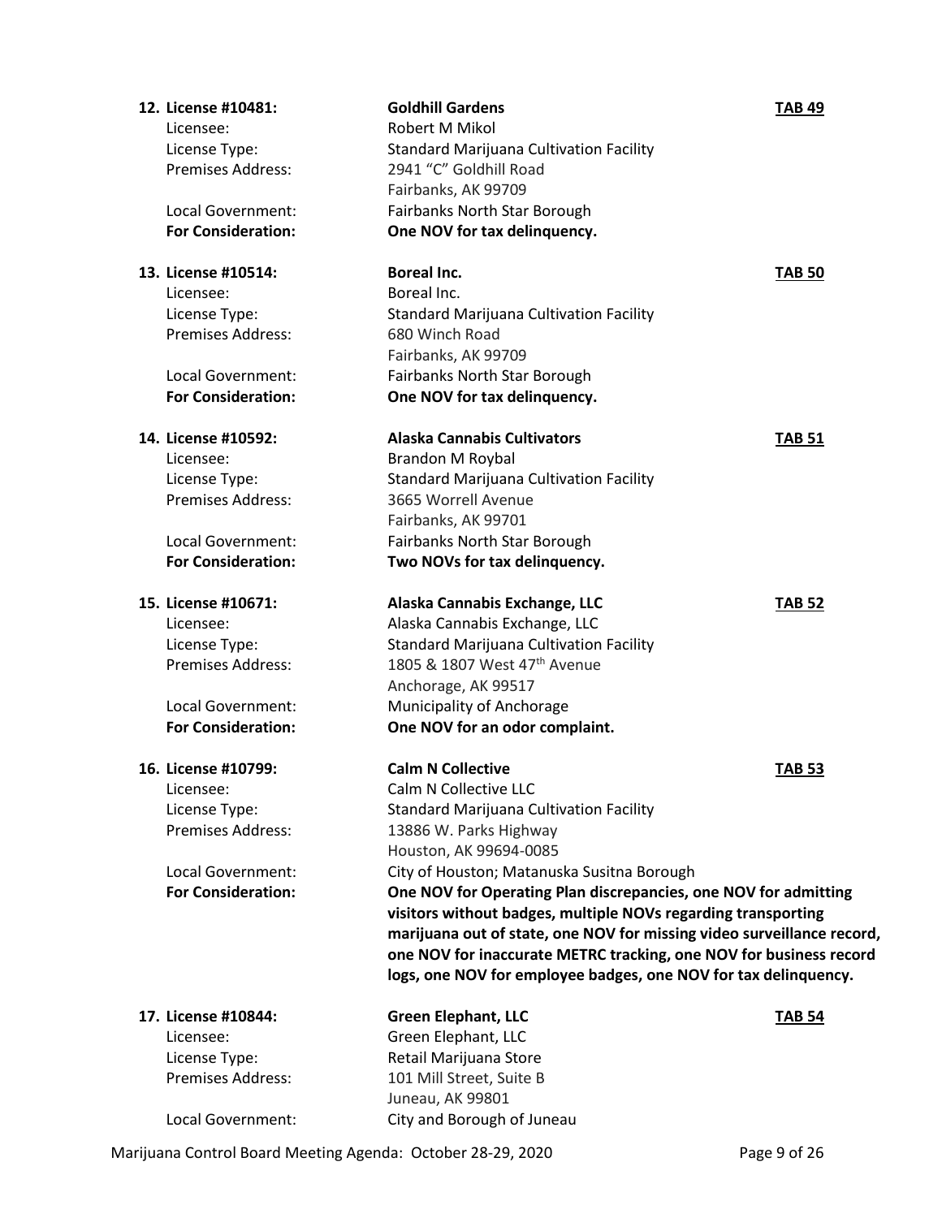12. **License #10481:** **Goldhill Gardens** **TAB 49**

    Licensee: Robert M Mikol
    License Type: Standard Marijuana Cultivation Facility
    Premises Address: 2941 "C" Goldhill Road
    Fairbanks, AK 99709
    Local Government: Fairbanks North Star Borough
    **For Consideration:** **One NOV for tax delinquency.**

13. **License #10514:** **Boreal Inc.** **TAB 50**

    Licensee: Boreal Inc.
    License Type: Standard Marijuana Cultivation Facility
    Premises Address: 680 Winch Road
    Fairbanks, AK 99709
    Local Government: Fairbanks North Star Borough
    **For Consideration:** **One NOV for tax delinquency.**

14. **License #10592:** **Alaska Cannabis Cultivators** **TAB 51**

    Licensee: Brandon M Roybal
    License Type: Standard Marijuana Cultivation Facility
    Premises Address: 3665 Worrell Avenue
    Fairbanks, AK 99701
    Local Government: Fairbanks North Star Borough
    **For Consideration:** **Two NOVs for tax delinquency.**

15. **License #10671:** **Alaska Cannabis Exchange, LLC** **TAB 52**

    Licensee: Alaska Cannabis Exchange, LLC
    License Type: Standard Marijuana Cultivation Facility
    Premises Address: 1805 & 1807 West 47th Avenue
    Anchorage, AK 99517
    Local Government: Municipality of Anchorage
    **For Consideration:** **One NOV for an odor complaint.**

16. **License #10799:** **Calm N Collective** **TAB 53**

    Licensee: Calm N Collective LLC
    License Type: Standard Marijuana Cultivation Facility
    Premises Address: 13886 W. Parks Highway
    Houston, AK 99694-0085
    Local Government: City of Houston; Matanuska Susitna Borough
    **For Consideration:** **One NOV for Operating Plan discrepancies, one NOV for admitting visitors without badges, multiple NOVs regarding transporting marijuana out of state, one NOV for missing video surveillance record, one NOV for inaccurate METRC tracking, one NOV for business record logs, one NOV for employee badges, one NOV for tax delinquency.**

17. **License #10844:** **Green Elephant, LLC** **TAB 54**

    Licensee: Green Elephant, LLC
    License Type: Retail Marijuana Store
    Premises Address: 101 Mill Street, Suite B
    Juneau, AK 99801
    Local Government: City and Borough of Juneau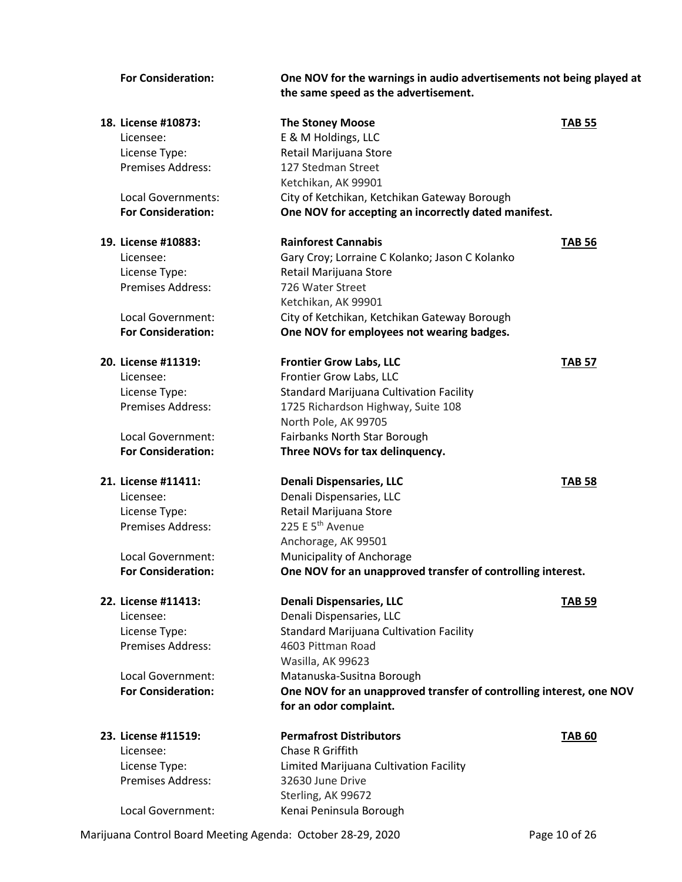**For Consideration:** **One NOV for the warnings in audio advertisements not being played at the same speed as the advertisement.**

**18. License #10873:** **The Stoney Moose** **TAB 55**

Licensee: E & M Holdings, LLC
License Type: Retail Marijuana Store
Premises Address: 127 Stedman Street
Ketchikan, AK 99901
Local Governments: City of Ketchikan, Ketchikan Gateway Borough
**For Consideration:** **One NOV for accepting an incorrectly dated manifest.**

**19. License #10883:** **Rainforest Cannabis** **TAB 56**

Licensee: Gary Croy; Lorraine C Kolanko; Jason C Kolanko
License Type: Retail Marijuana Store
Premises Address: 726 Water Street
Ketchikan, AK 99901
Local Government: City of Ketchikan, Ketchikan Gateway Borough
**For Consideration:** **One NOV for employees not wearing badges.**

**20. License #11319:** **Frontier Grow Labs, LLC** **TAB 57**

Licensee: Frontier Grow Labs, LLC
License Type: Standard Marijuana Cultivation Facility
Premises Address: 1725 Richardson Highway, Suite 108
North Pole, AK 99705
Local Government: Fairbanks North Star Borough
**For Consideration:** **Three NOVs for tax delinquency.**

**21. License #11411:** **Denali Dispensaries, LLC** **TAB 58**

Licensee: Denali Dispensaries, LLC
License Type: Retail Marijuana Store
Premises Address: 225 E 5th Avenue
Anchorage, AK 99501
Local Government: Municipality of Anchorage
**For Consideration:** **One NOV for an unapproved transfer of controlling interest.**

**22. License #11413:** **Denali Dispensaries, LLC** **TAB 59**

Licensee: Denali Dispensaries, LLC
License Type: Standard Marijuana Cultivation Facility
Premises Address: 4603 Pittman Road
Wasilla, AK 99623
Local Government: Matanuska-Susitna Borough
**For Consideration:** **One NOV for an unapproved transfer of controlling interest, one NOV for an odor complaint.**

**23. License #11519:** **Permafrost Distributors** **TAB 60**

Licensee: Chase R Griffith
License Type: Limited Marijuana Cultivation Facility
Premises Address: 32630 June Drive
Sterling, AK 99672
Local Government: Kenai Peninsula Borough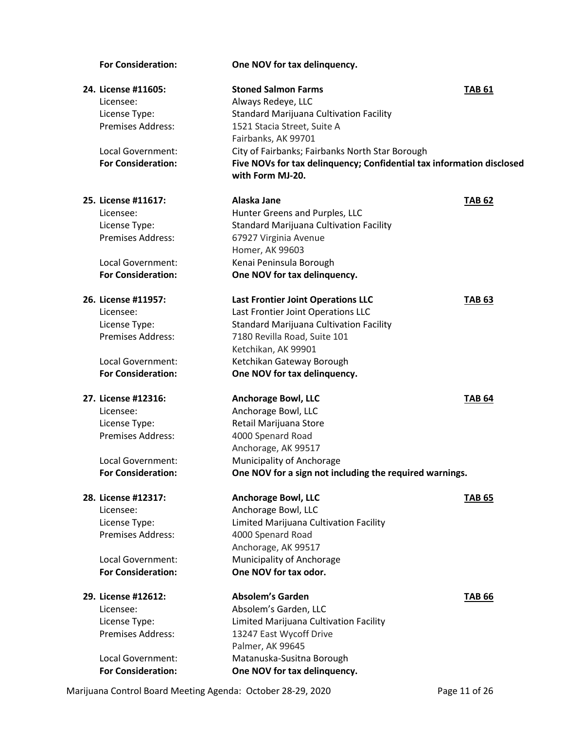**For Consideration:** **One NOV for tax delinquency.**

**24. License #11605:** **Stoned Salmon Farms** **TAB 61**
Licensee: Always Redeye, LLC
License Type: Standard Marijuana Cultivation Facility
Premises Address: 1521 Stacia Street, Suite A
Fairbanks, AK 99701
Local Government: City of Fairbanks; Fairbanks North Star Borough
**For Consideration:** **Five NOVs for tax delinquency; Confidential tax information disclosed with Form MJ-20.**

**25. License #11617:** **Alaska Jane** **TAB 62**
Licensee: Hunter Greens and Purples, LLC
License Type: Standard Marijuana Cultivation Facility
Premises Address: 67927 Virginia Avenue
Homer, AK 99603
Local Government: Kenai Peninsula Borough
**For Consideration:** **One NOV for tax delinquency.**

**26. License #11957:** **Last Frontier Joint Operations LLC** **TAB 63**
Licensee: Last Frontier Joint Operations LLC
License Type: Standard Marijuana Cultivation Facility
Premises Address: 7180 Revilla Road, Suite 101
Ketchikan, AK 99901
Local Government: Ketchikan Gateway Borough
**For Consideration:** **One NOV for tax delinquency.**

**27. License #12316:** **Anchorage Bowl, LLC** **TAB 64**
Licensee: Anchorage Bowl, LLC
License Type: Retail Marijuana Store
Premises Address: 4000 Spenard Road
Anchorage, AK 99517
Local Government: Municipality of Anchorage
**For Consideration:** **One NOV for a sign not including the required warnings.**

**28. License #12317:** **Anchorage Bowl, LLC** **TAB 65**
Licensee: Anchorage Bowl, LLC
License Type: Limited Marijuana Cultivation Facility
Premises Address: 4000 Spenard Road
Anchorage, AK 99517
Local Government: Municipality of Anchorage
**For Consideration:** **One NOV for tax odor.**

**29. License #12612:** **Absolem's Garden** **TAB 66**
Licensee: Absolem's Garden, LLC
License Type: Limited Marijuana Cultivation Facility
Premises Address: 13247 East Wycoff Drive
Palmer, AK 99645
Local Government: Matanuska-Susitna Borough
**For Consideration:** **One NOV for tax delinquency.**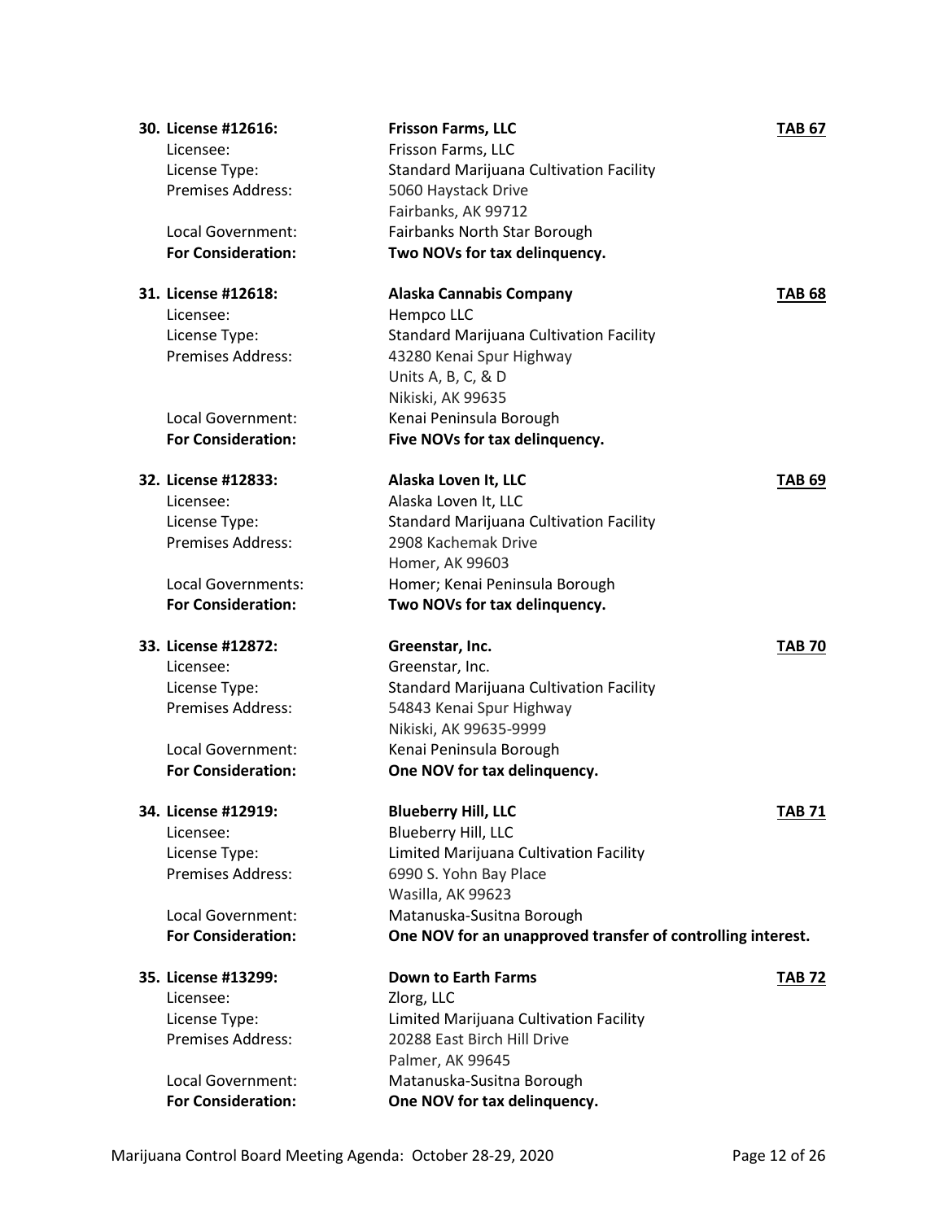30. **License #12616:** **Frisson Farms, LLC** **TAB 67**
    Licensee: Frisson Farms, LLC
    License Type: Standard Marijuana Cultivation Facility
    Premises Address: 5060 Haystack Drive
    Fairbanks, AK 99712
    Local Government: Fairbanks North Star Borough
    **For Consideration:** **Two NOVs for tax delinquency.**

31. **License #12618:** **Alaska Cannabis Company** **TAB 68**
    Licensee: Hempco LLC
    License Type: Standard Marijuana Cultivation Facility
    Premises Address: 43280 Kenai Spur Highway
    Units A, B, C, & D
    Nikiski, AK 99635
    Local Government: Kenai Peninsula Borough
    **For Consideration:** **Five NOVs for tax delinquency.**

32. **License #12833:** **Alaska Loven It, LLC** **TAB 69**
    Licensee: Alaska Loven It, LLC
    License Type: Standard Marijuana Cultivation Facility
    Premises Address: 2908 Kachemak Drive
    Homer, AK 99603
    Local Governments: Homer; Kenai Peninsula Borough
    **For Consideration:** **Two NOVs for tax delinquency.**

33. **License #12872:** **Greenstar, Inc.** **TAB 70**
    Licensee: Greenstar, Inc.
    License Type: Standard Marijuana Cultivation Facility
    Premises Address: 54843 Kenai Spur Highway
    Nikiski, AK 99635-9999
    Local Government: Kenai Peninsula Borough
    **For Consideration:** **One NOV for tax delinquency.**

34. **License #12919:** **Blueberry Hill, LLC** **TAB 71**
    Licensee: Blueberry Hill, LLC
    License Type: Limited Marijuana Cultivation Facility
    Premises Address: 6990 S. Yohn Bay Place
    Wasilla, AK 99623
    Local Government: Matanuska-Susitna Borough
    **For Consideration:** **One NOV for an unapproved transfer of controlling interest.**

35. **License #13299:** **Down to Earth Farms** **TAB 72**
    Licensee: Zlorg, LLC
    License Type: Limited Marijuana Cultivation Facility
    Premises Address: 20288 East Birch Hill Drive
    Palmer, AK 99645
    Local Government: Matanuska-Susitna Borough
    **For Consideration:** **One NOV for tax delinquency.**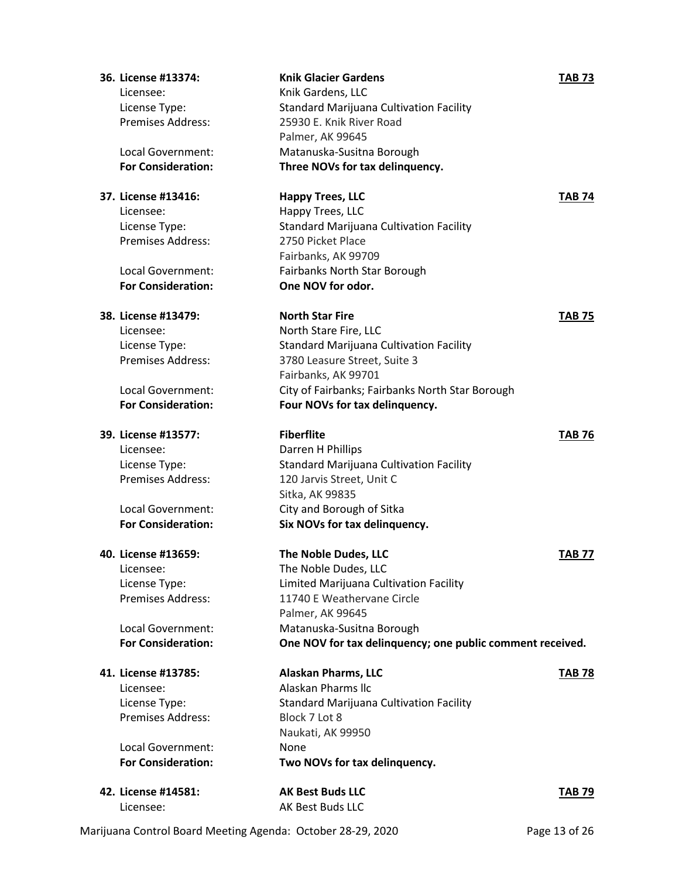36. **License #13374:** **Knik Glacier Gardens** **TAB 73**
   Licensee: Knik Gardens, LLC
   License Type: Standard Marijuana Cultivation Facility
   Premises Address: 25930 E. Knik River Road
   Palmer, AK 99645
   Local Government: Matanuska-Susitna Borough
   **For Consideration:** **Three NOVs for tax delinquency.**

37. **License #13416:** **Happy Trees, LLC** **TAB 74**
   Licensee: Happy Trees, LLC
   License Type: Standard Marijuana Cultivation Facility
   Premises Address: 2750 Picket Place
   Fairbanks, AK 99709
   Local Government: Fairbanks North Star Borough
   **For Consideration:** **One NOV for odor.**

38. **License #13479:** **North Star Fire** **TAB 75**
   Licensee: North Stare Fire, LLC
   License Type: Standard Marijuana Cultivation Facility
   Premises Address: 3780 Leasure Street, Suite 3
   Fairbanks, AK 99701
   Local Government: City of Fairbanks; Fairbanks North Star Borough
   **For Consideration:** **Four NOVs for tax delinquency.**

39. **License #13577:** **Fiberflite** **TAB 76**
   Licensee: Darren H Phillips
   License Type: Standard Marijuana Cultivation Facility
   Premises Address: 120 Jarvis Street, Unit C
   Sitka, AK 99835
   Local Government: City and Borough of Sitka
   **For Consideration:** **Six NOVs for tax delinquency.**

40. **License #13659:** **The Noble Dudes, LLC** **TAB 77**
   Licensee: The Noble Dudes, LLC
   License Type: Limited Marijuana Cultivation Facility
   Premises Address: 11740 E Weathervane Circle
   Palmer, AK 99645
   Local Government: Matanuska-Susitna Borough
   **For Consideration:** **One NOV for tax delinquency; one public comment received.**

41. **License #13785:** **Alaskan Pharms, LLC** **TAB 78**
   Licensee: Alaskan Pharms llc
   License Type: Standard Marijuana Cultivation Facility
   Premises Address: Block 7 Lot 8
   Naukati, AK 99950
   Local Government: None
   **For Consideration:** **Two NOVs for tax delinquency.**

42. **License #14581:** **AK Best Buds LLC** **TAB 79**
   Licensee: AK Best Buds LLC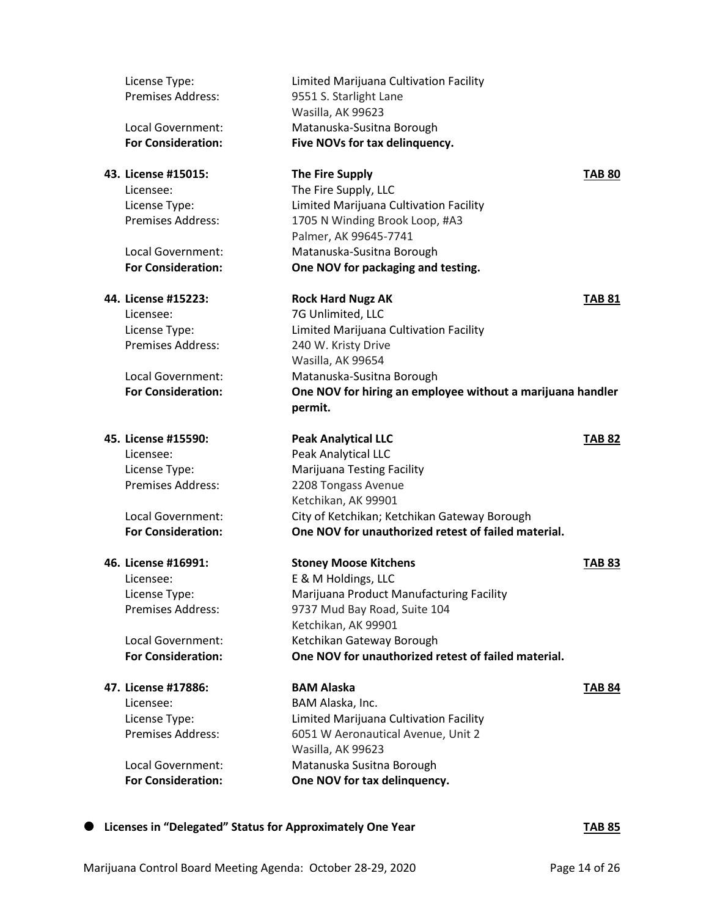License Type: Limited Marijuana Cultivation Facility
Premises Address: 9551 S. Starlight Lane
Wasilla, AK 99623
Local Government: Matanuska-Susitna Borough
**For Consideration: Five NOVs for tax delinquency.**

43. License #15015: **The Fire Supply** **TAB 80**
Licensee: The Fire Supply, LLC
License Type: Limited Marijuana Cultivation Facility
Premises Address: 1705 N Winding Brook Loop, #A3
Palmer, AK 99645-7741
Local Government: Matanuska-Susitna Borough
**For Consideration: One NOV for packaging and testing.**

44. License #15223: **Rock Hard Nugz AK** **TAB 81**
Licensee: 7G Unlimited, LLC
License Type: Limited Marijuana Cultivation Facility
Premises Address: 240 W. Kristy Drive
Wasilla, AK 99654
Local Government: Matanuska-Susitna Borough
**For Consideration: One NOV for hiring an employee without a marijuana handler permit.**

45. License #15590: **Peak Analytical LLC** **TAB 82**
Licensee: Peak Analytical LLC
License Type: Marijuana Testing Facility
Premises Address: 2208 Tongass Avenue
Ketchikan, AK 99901
Local Government: City of Ketchikan; Ketchikan Gateway Borough
**For Consideration: One NOV for unauthorized retest of failed material.**

46. License #16991: **Stoney Moose Kitchens** **TAB 83**
Licensee: E & M Holdings, LLC
License Type: Marijuana Product Manufacturing Facility
Premises Address: 9737 Mud Bay Road, Suite 104
Ketchikan, AK 99901
Local Government: Ketchikan Gateway Borough
**For Consideration: One NOV for unauthorized retest of failed material.**

47. License #17886: **BAM Alaska** **TAB 84**
Licensee: BAM Alaska, Inc.
License Type: Limited Marijuana Cultivation Facility
Premises Address: 6051 W Aeronautical Avenue, Unit 2
Wasilla, AK 99623
Local Government: Matanuska Susitna Borough
**For Consideration: One NOV for tax delinquency.**

- **Licenses in "Delegated" Status for Approximately One Year** **TAB 85**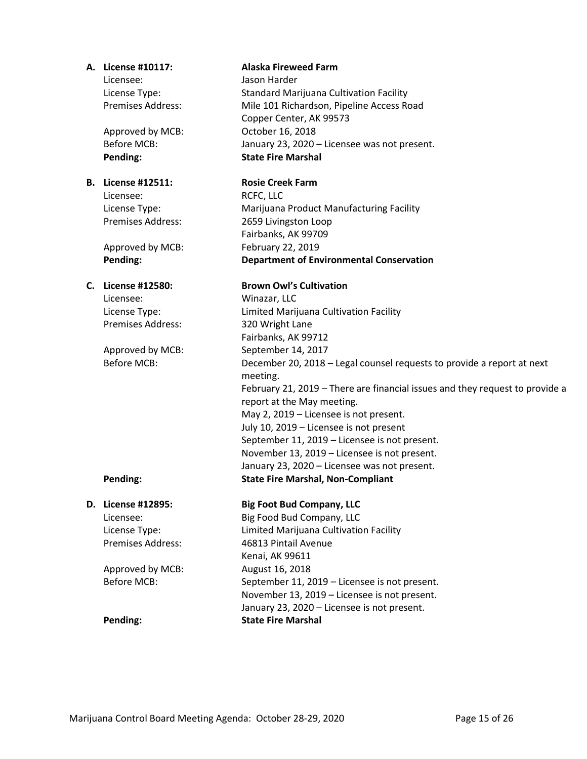**A. License #10117:** **Alaska Fireweed Farm**

Licensee: Jason Harder
License Type: Standard Marijuana Cultivation Facility
Premises Address: Mile 101 Richardson, Pipeline Access Road
Copper Center, AK 99573
Approved by MCB: October 16, 2018
Before MCB: January 23, 2020 – Licensee was not present.
**Pending:** **State Fire Marshal**

**B. License #12511:** **Rosie Creek Farm**

Licensee: RCFC, LLC
License Type: Marijuana Product Manufacturing Facility
Premises Address: 2659 Livingston Loop
Fairbanks, AK 99709
Approved by MCB: February 22, 2019
**Pending:** **Department of Environmental Conservation**

**C. License #12580:** **Brown Owl's Cultivation**

Licensee: Winazar, LLC
License Type: Limited Marijuana Cultivation Facility
Premises Address: 320 Wright Lane
Fairbanks, AK 99712
Approved by MCB: September 14, 2017
Before MCB: December 20, 2018 – Legal counsel requests to provide a report at next meeting.
February 21, 2019 – There are financial issues and they request to provide a report at the May meeting.
May 2, 2019 – Licensee is not present.
July 10, 2019 – Licensee is not present
September 11, 2019 – Licensee is not present.
November 13, 2019 – Licensee is not present.
January 23, 2020 – Licensee was not present.
**Pending:** **State Fire Marshal, Non-Compliant**

**D. License #12895:** **Big Foot Bud Company, LLC**

Licensee: Big Food Bud Company, LLC
License Type: Limited Marijuana Cultivation Facility
Premises Address: 46813 Pintail Avenue
Kenai, AK 99611
Approved by MCB: August 16, 2018
Before MCB: September 11, 2019 – Licensee is not present.
November 13, 2019 – Licensee is not present.
January 23, 2020 – Licensee is not present.
**Pending:** **State Fire Marshal**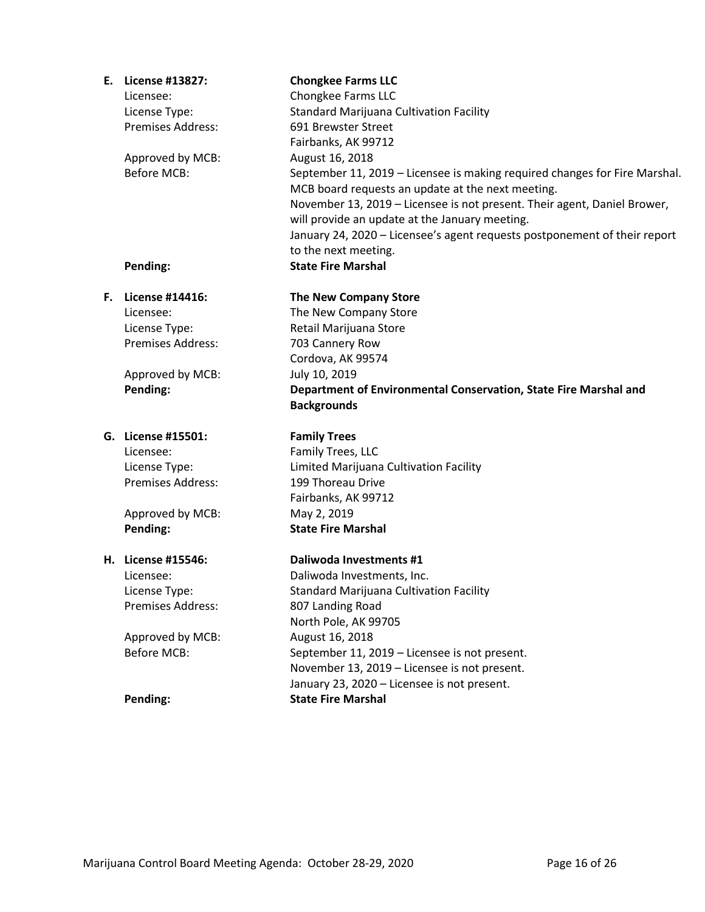**E. License #13827:** **Chongkee Farms LLC**

Licensee: Chongkee Farms LLC
License Type: Standard Marijuana Cultivation Facility
Premises Address: 691 Brewster Street
Fairbanks, AK 99712
Approved by MCB: August 16, 2018
Before MCB: September 11, 2019 – Licensee is making required changes for Fire Marshal. MCB board requests an update at the next meeting.
November 13, 2019 – Licensee is not present. Their agent, Daniel Brower, will provide an update at the January meeting.
January 24, 2020 – Licensee's agent requests postponement of their report to the next meeting.
**Pending:** **State Fire Marshal**

**F. License #14416:** **The New Company Store**

Licensee: The New Company Store
License Type: Retail Marijuana Store
Premises Address: 703 Cannery Row
Cordova, AK 99574
Approved by MCB: July 10, 2019
**Pending:** **Department of Environmental Conservation, State Fire Marshal and Backgrounds**

**G. License #15501:** **Family Trees**

Licensee: Family Trees, LLC
License Type: Limited Marijuana Cultivation Facility
Premises Address: 199 Thoreau Drive
Fairbanks, AK 99712
Approved by MCB: May 2, 2019
**Pending:** **State Fire Marshal**

**H. License #15546:** **Daliwoda Investments #1**

Licensee: Daliwoda Investments, Inc.
License Type: Standard Marijuana Cultivation Facility
Premises Address: 807 Landing Road
North Pole, AK 99705
Approved by MCB: August 16, 2018
Before MCB: September 11, 2019 – Licensee is not present.
November 13, 2019 – Licensee is not present.
January 23, 2020 – Licensee is not present.
**Pending:** **State Fire Marshal**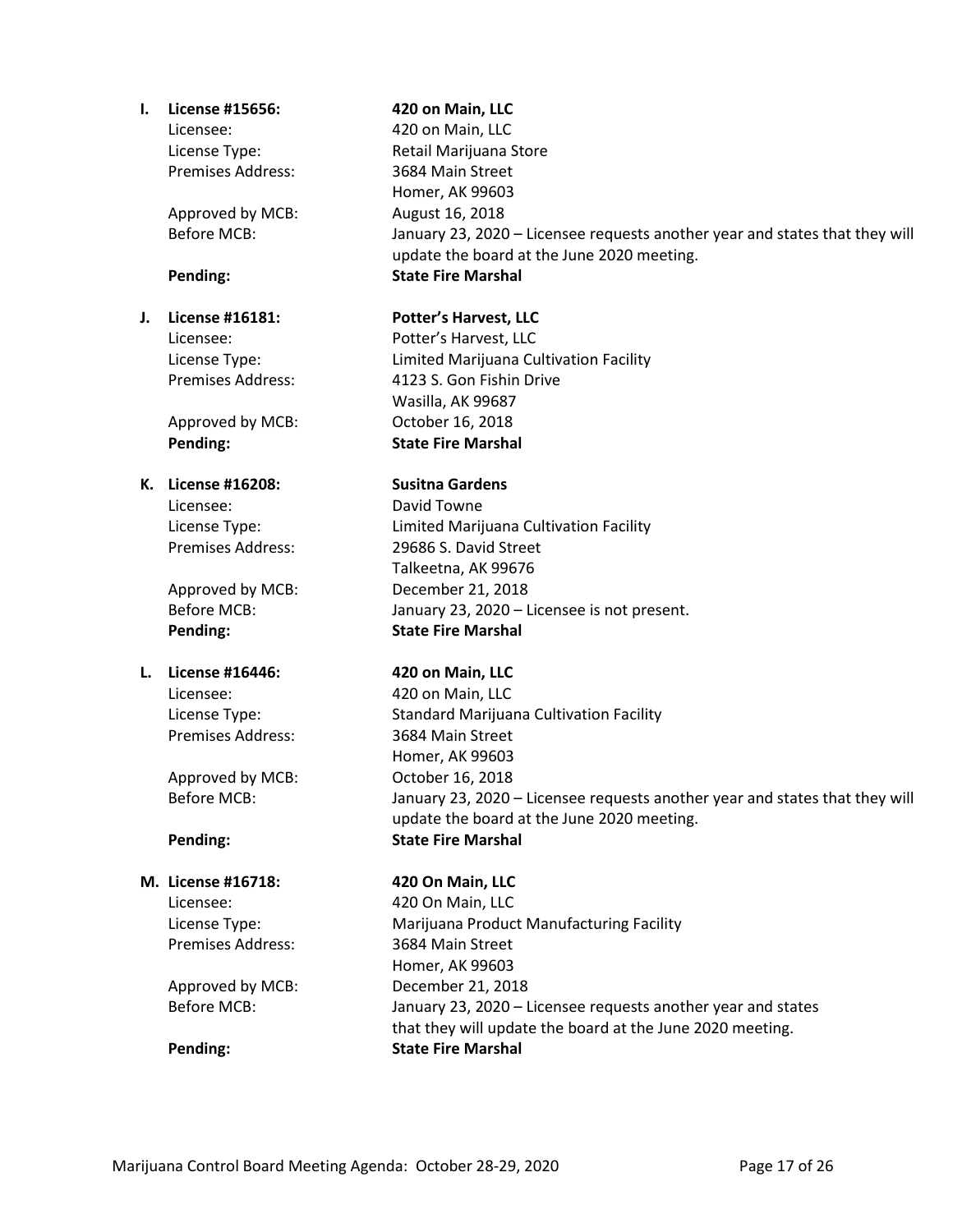**I. License #15656:** **420 on Main, LLC**

Licensee: 420 on Main, LLC
License Type: Retail Marijuana Store
Premises Address: 3684 Main Street
Homer, AK 99603

Approved by MCB: August 16, 2018
Before MCB: January 23, 2020 – Licensee requests another year and states that they will update the board at the June 2020 meeting.

**Pending:** **State Fire Marshal**

**J. License #16181:** **Potter's Harvest, LLC**

Licensee: Potter's Harvest, LLC
License Type: Limited Marijuana Cultivation Facility
Premises Address: 4123 S. Gon Fishin Drive
Wasilla, AK 99687

Approved by MCB: October 16, 2018
**Pending:** **State Fire Marshal**

**K. License #16208:** **Susitna Gardens**

Licensee: David Towne
License Type: Limited Marijuana Cultivation Facility
Premises Address: 29686 S. David Street
Talkeetna, AK 99676

Approved by MCB: December 21, 2018
Before MCB: January 23, 2020 – Licensee is not present.
**Pending:** **State Fire Marshal**

**L. License #16446:** **420 on Main, LLC**

Licensee: 420 on Main, LLC
License Type: Standard Marijuana Cultivation Facility
Premises Address: 3684 Main Street
Homer, AK 99603

Approved by MCB: October 16, 2018
Before MCB: January 23, 2020 – Licensee requests another year and states that they will update the board at the June 2020 meeting.

**Pending:** **State Fire Marshal**

**M. License #16718:** **420 On Main, LLC**

Licensee: 420 On Main, LLC
License Type: Marijuana Product Manufacturing Facility
Premises Address: 3684 Main Street
Homer, AK 99603

Approved by MCB: December 21, 2018
Before MCB: January 23, 2020 – Licensee requests another year and states that they will update the board at the June 2020 meeting.

**Pending:** **State Fire Marshal**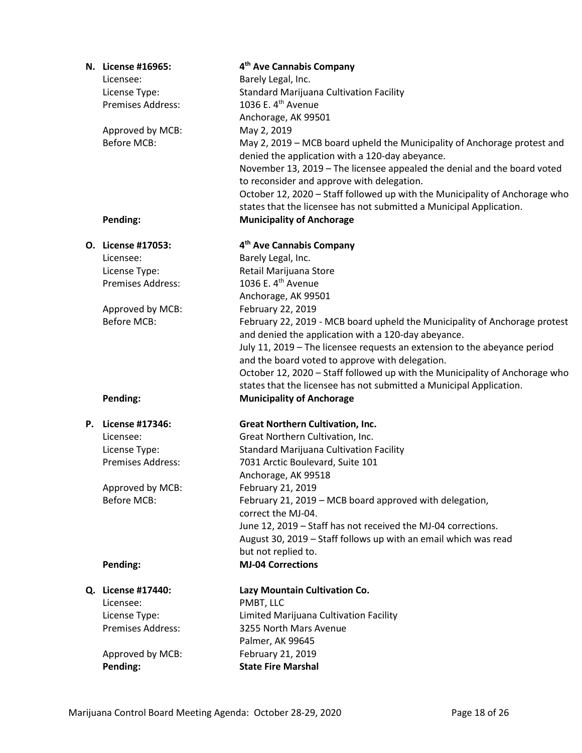**N. License #16965:** **4th Ave Cannabis Company**

Licensee: Barely Legal, Inc.
License Type: Standard Marijuana Cultivation Facility
Premises Address: 1036 E. 4th Avenue
Anchorage, AK 99501
Approved by MCB: May 2, 2019
Before MCB: May 2, 2019 – MCB board upheld the Municipality of Anchorage protest and denied the application with a 120-day abeyance.
November 13, 2019 – The licensee appealed the denial and the board voted to reconsider and approve with delegation.
October 12, 2020 – Staff followed up with the Municipality of Anchorage who states that the licensee has not submitted a Municipal Application.
**Pending:** **Municipality of Anchorage**

**O. License #17053:** **4th Ave Cannabis Company**

Licensee: Barely Legal, Inc.
License Type: Retail Marijuana Store
Premises Address: 1036 E. 4th Avenue
Anchorage, AK 99501
Approved by MCB: February 22, 2019
Before MCB: February 22, 2019 - MCB board upheld the Municipality of Anchorage protest and denied the application with a 120-day abeyance.
July 11, 2019 – The licensee requests an extension to the abeyance period and the board voted to approve with delegation.
October 12, 2020 – Staff followed up with the Municipality of Anchorage who states that the licensee has not submitted a Municipal Application.
**Pending:** **Municipality of Anchorage**

**P. License #17346:** **Great Northern Cultivation, Inc.**

Licensee: Great Northern Cultivation, Inc.
License Type: Standard Marijuana Cultivation Facility
Premises Address: 7031 Arctic Boulevard, Suite 101
Anchorage, AK 99518
Approved by MCB: February 21, 2019
Before MCB: February 21, 2019 – MCB board approved with delegation, correct the MJ-04.
June 12, 2019 – Staff has not received the MJ-04 corrections.
August 30, 2019 – Staff follows up with an email which was read but not replied to.
**Pending:** **MJ-04 Corrections**

**Q. License #17440:** **Lazy Mountain Cultivation Co.**

Licensee: PMBT, LLC
License Type: Limited Marijuana Cultivation Facility
Premises Address: 3255 North Mars Avenue
Palmer, AK 99645
Approved by MCB: February 21, 2019
**Pending:** **State Fire Marshal**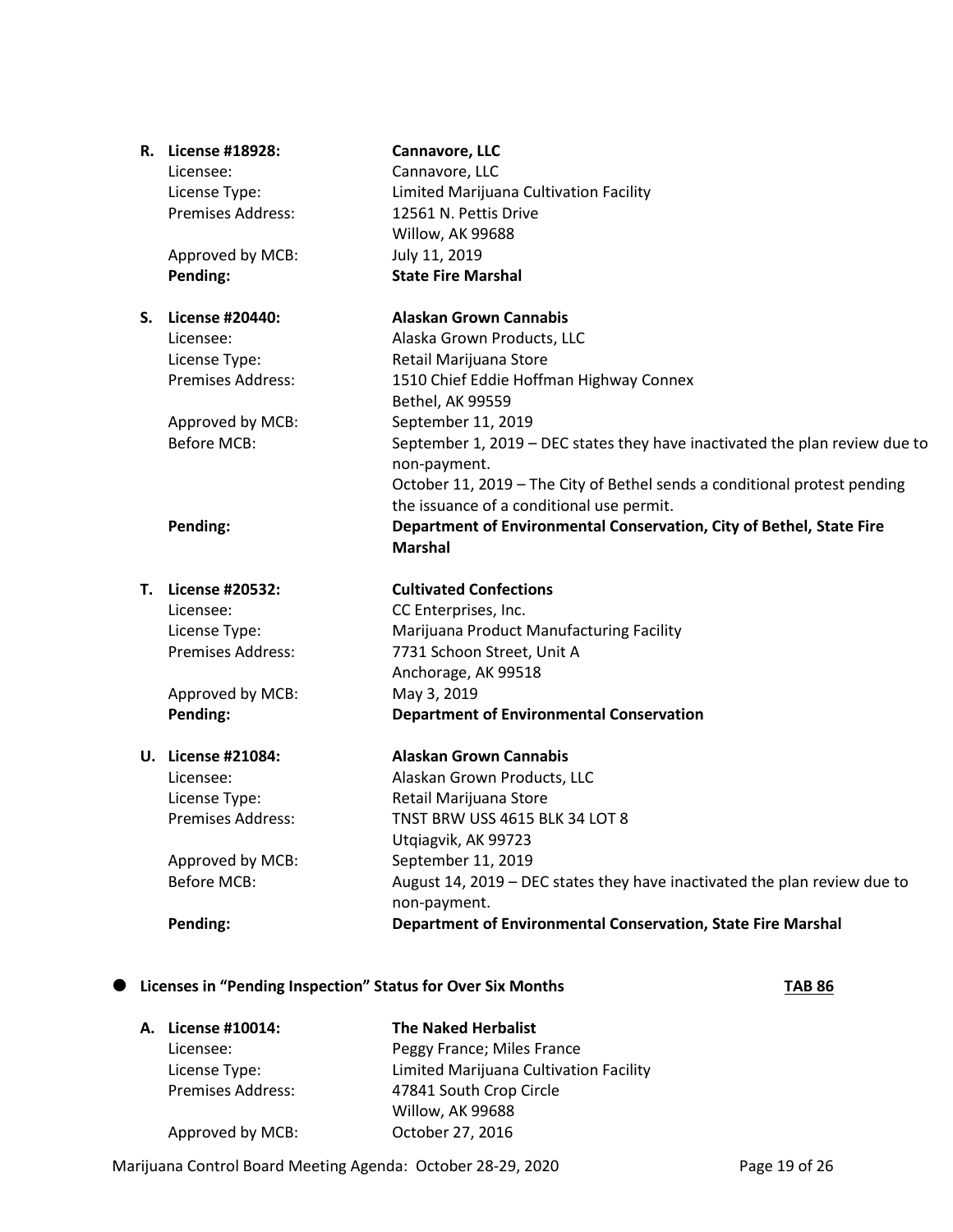**R. License #18928:** **Cannavore, LLC**

Licensee: Cannavore, LLC

License Type: Limited Marijuana Cultivation Facility

Premises Address: 12561 N. Pettis Drive
Willow, AK 99688

Approved by MCB: July 11, 2019

**Pending:** **State Fire Marshal**

**S. License #20440:** **Alaskan Grown Cannabis**

Licensee: Alaska Grown Products, LLC

License Type: Retail Marijuana Store

Premises Address: 1510 Chief Eddie Hoffman Highway Connex
Bethel, AK 99559

Approved by MCB: September 11, 2019

Before MCB: September 1, 2019 – DEC states they have inactivated the plan review due to non-payment.
October 11, 2019 – The City of Bethel sends a conditional protest pending the issuance of a conditional use permit.

**Pending:** **Department of Environmental Conservation, City of Bethel, State Fire Marshal**

**T. License #20532:** **Cultivated Confections**

Licensee: CC Enterprises, Inc.

License Type: Marijuana Product Manufacturing Facility

Premises Address: 7731 Schoon Street, Unit A
Anchorage, AK 99518

Approved by MCB: May 3, 2019

**Pending:** **Department of Environmental Conservation**

**U. License #21084:** **Alaskan Grown Cannabis**

Licensee: Alaskan Grown Products, LLC

License Type: Retail Marijuana Store

Premises Address: TNST BRW USS 4615 BLK 34 LOT 8
Utqiagvik, AK 99723

Approved by MCB: September 11, 2019

Before MCB: August 14, 2019 – DEC states they have inactivated the plan review due to non-payment.

**Pending:** **Department of Environmental Conservation, State Fire Marshal**

- **Licenses in "Pending Inspection" Status for Over Six Months** **TAB 86**

**A. License #10014:** **The Naked Herbalist**

Licensee: Peggy France; Miles France

License Type: Limited Marijuana Cultivation Facility

Premises Address: 47841 South Crop Circle
Willow, AK 99688

Approved by MCB: October 27, 2016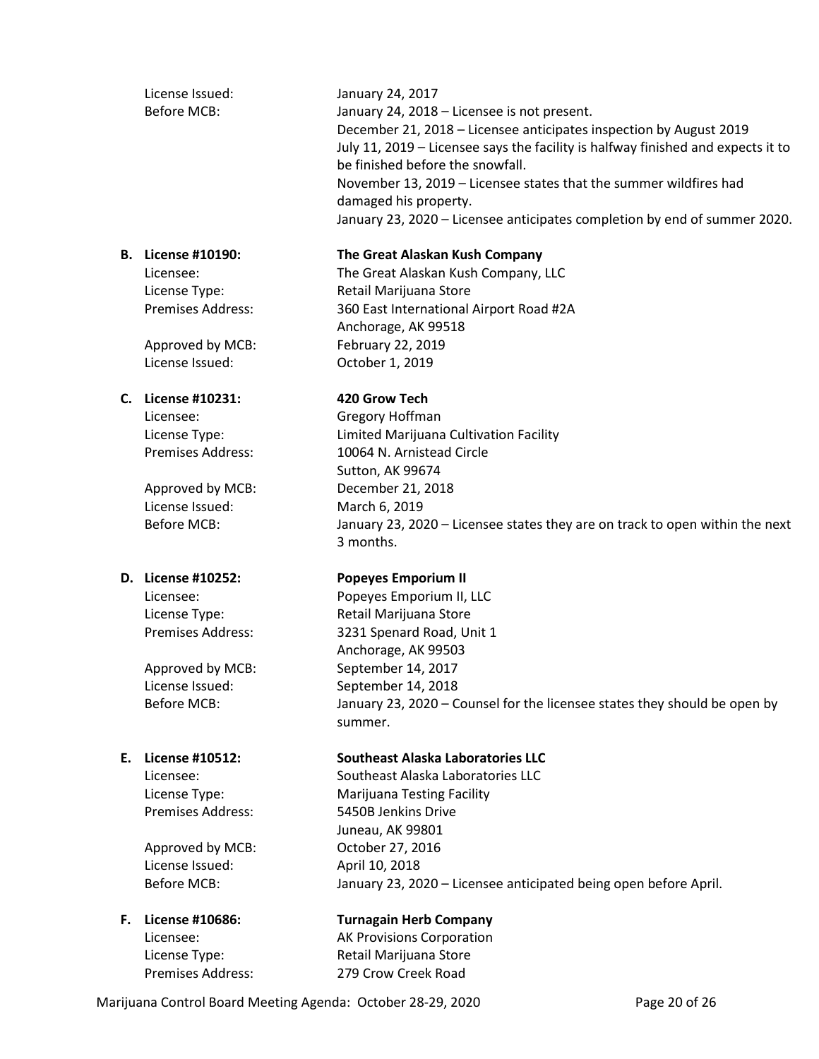License Issued: January 24, 2017
Before MCB: January 24, 2018 – Licensee is not present.
December 21, 2018 – Licensee anticipates inspection by August 2019
July 11, 2019 – Licensee says the facility is halfway finished and expects it to be finished before the snowfall.
November 13, 2019 – Licensee states that the summer wildfires had damaged his property.
January 23, 2020 – Licensee anticipates completion by end of summer 2020.

**B. License #10190: The Great Alaskan Kush Company**
Licensee: The Great Alaskan Kush Company, LLC
License Type: Retail Marijuana Store
Premises Address: 360 East International Airport Road #2A
Anchorage, AK 99518
Approved by MCB: February 22, 2019
License Issued: October 1, 2019

**C. License #10231: 420 Grow Tech**
Licensee: Gregory Hoffman
License Type: Limited Marijuana Cultivation Facility
Premises Address: 10064 N. Arnistead Circle
Sutton, AK 99674
Approved by MCB: December 21, 2018
License Issued: March 6, 2019
Before MCB: January 23, 2020 – Licensee states they are on track to open within the next 3 months.

**D. License #10252: Popeyes Emporium II**
Licensee: Popeyes Emporium II, LLC
License Type: Retail Marijuana Store
Premises Address: 3231 Spenard Road, Unit 1
Anchorage, AK 99503
Approved by MCB: September 14, 2017
License Issued: September 14, 2018
Before MCB: January 23, 2020 – Counsel for the licensee states they should be open by summer.

**E. License #10512: Southeast Alaska Laboratories LLC**
Licensee: Southeast Alaska Laboratories LLC
License Type: Marijuana Testing Facility
Premises Address: 5450B Jenkins Drive
Juneau, AK 99801
Approved by MCB: October 27, 2016
License Issued: April 10, 2018
Before MCB: January 23, 2020 – Licensee anticipated being open before April.

**F. License #10686: Turnagain Herb Company**
Licensee: AK Provisions Corporation
License Type: Retail Marijuana Store
Premises Address: 279 Crow Creek Road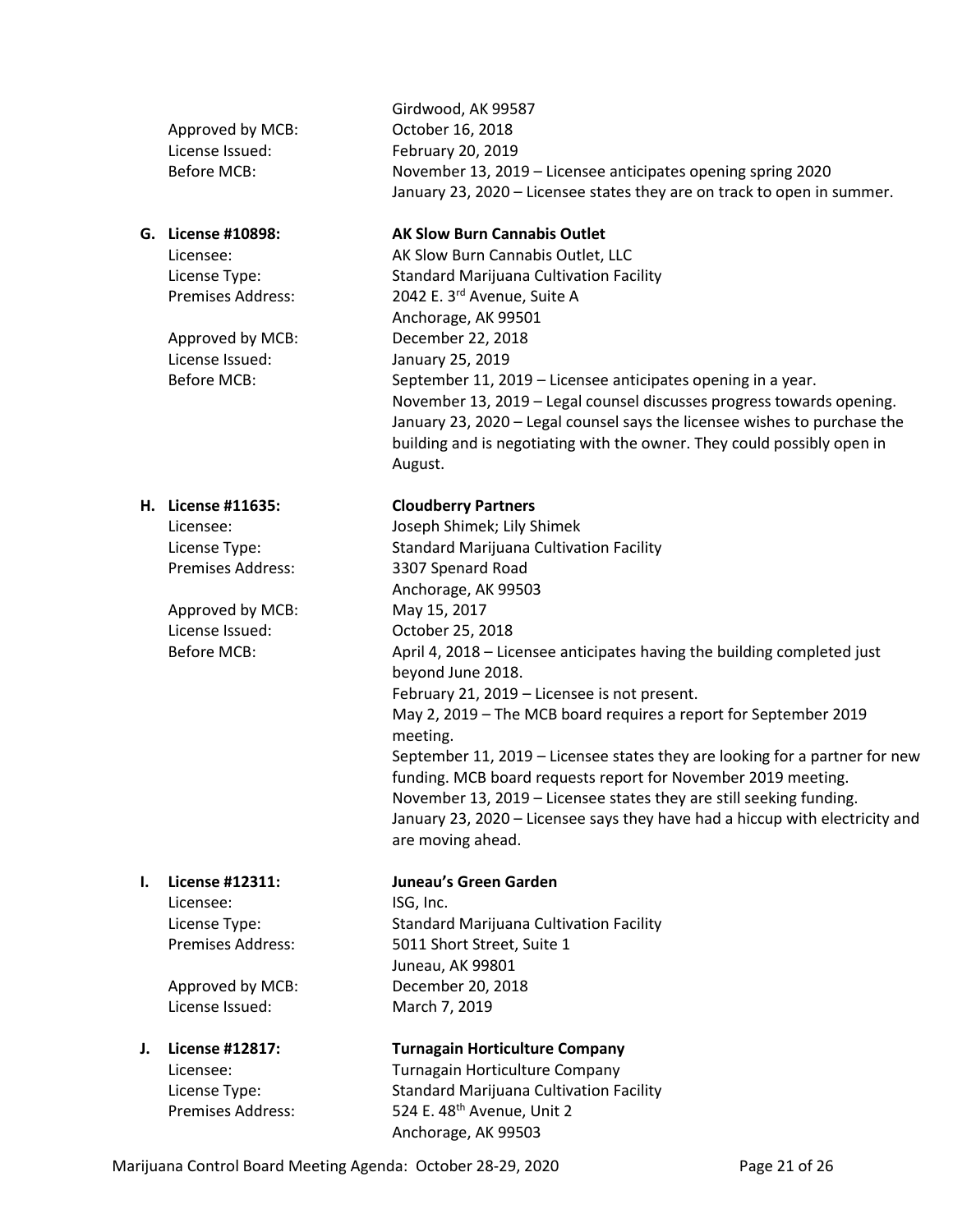| | |
|---|---|
| | Girdwood, AK 99587 |
| Approved by MCB: | October 16, 2018 |
| License Issued: | February 20, 2019 |
| Before MCB: | November 13, 2019 – Licensee anticipates opening spring 2020<br>January 23, 2020 – Licensee states they are on track to open in summer. |

**G. License #10898: AK Slow Burn Cannabis Outlet**

| | |
|---|---|
| Licensee: | AK Slow Burn Cannabis Outlet, LLC |
| License Type: | Standard Marijuana Cultivation Facility |
| Premises Address: | 2042 E. 3rd Avenue, Suite A<br>Anchorage, AK 99501 |
| Approved by MCB: | December 22, 2018 |
| License Issued: | January 25, 2019 |
| Before MCB: | September 11, 2019 – Licensee anticipates opening in a year.<br>November 13, 2019 – Legal counsel discusses progress towards opening.<br>January 23, 2020 – Legal counsel says the licensee wishes to purchase the building and is negotiating with the owner. They could possibly open in August. |

**H. License #11635: Cloudberry Partners**

| | |
|---|---|
| Licensee: | Joseph Shimek; Lily Shimek |
| License Type: | Standard Marijuana Cultivation Facility |
| Premises Address: | 3307 Spenard Road<br>Anchorage, AK 99503 |
| Approved by MCB: | May 15, 2017 |
| License Issued: | October 25, 2018 |
| Before MCB: | April 4, 2018 – Licensee anticipates having the building completed just beyond June 2018.<br>February 21, 2019 – Licensee is not present.<br>May 2, 2019 – The MCB board requires a report for September 2019 meeting.<br>September 11, 2019 – Licensee states they are looking for a partner for new funding. MCB board requests report for November 2019 meeting.<br>November 13, 2019 – Licensee states they are still seeking funding.<br>January 23, 2020 – Licensee says they have had a hiccup with electricity and are moving ahead. |

**I. License #12311: Juneau's Green Garden**

| | |
|---|---|
| Licensee: | ISG, Inc. |
| License Type: | Standard Marijuana Cultivation Facility |
| Premises Address: | 5011 Short Street, Suite 1<br>Juneau, AK 99801 |
| Approved by MCB: | December 20, 2018 |
| License Issued: | March 7, 2019 |

**J. License #12817: Turnagain Horticulture Company**

| | |
|---|---|
| Licensee: | Turnagain Horticulture Company |
| License Type: | Standard Marijuana Cultivation Facility |
| Premises Address: | 524 E. 48th Avenue, Unit 2<br>Anchorage, AK 99503 |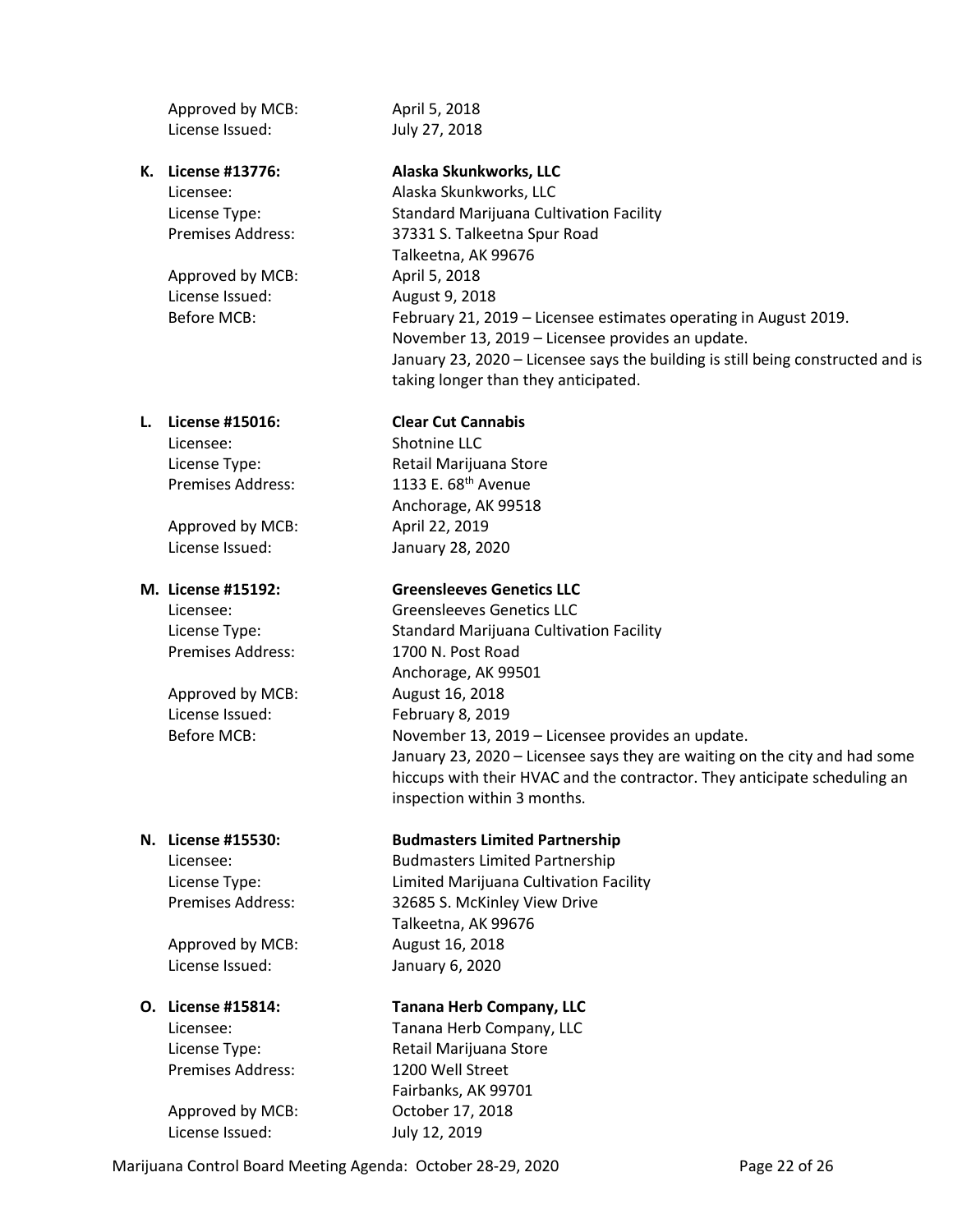Approved by MCB: April 5, 2018
License Issued: July 27, 2018

**K. License #13776: Alaska Skunkworks, LLC**

Licensee: Alaska Skunkworks, LLC
License Type: Standard Marijuana Cultivation Facility
Premises Address: 37331 S. Talkeetna Spur Road
Talkeetna, AK 99676

Approved by MCB: April 5, 2018
License Issued: August 9, 2018
Before MCB: February 21, 2019 – Licensee estimates operating in August 2019.
November 13, 2019 – Licensee provides an update.
January 23, 2020 – Licensee says the building is still being constructed and is taking longer than they anticipated.

**L. License #15016: Clear Cut Cannabis**

Licensee: Shotnine LLC
License Type: Retail Marijuana Store
Premises Address: 1133 E. 68th Avenue
Anchorage, AK 99518

Approved by MCB: April 22, 2019
License Issued: January 28, 2020

**M. License #15192: Greensleeves Genetics LLC**

Licensee: Greensleeves Genetics LLC
License Type: Standard Marijuana Cultivation Facility
Premises Address: 1700 N. Post Road
Anchorage, AK 99501

Approved by MCB: August 16, 2018
License Issued: February 8, 2019
Before MCB: November 13, 2019 – Licensee provides an update.
January 23, 2020 – Licensee says they are waiting on the city and had some hiccups with their HVAC and the contractor. They anticipate scheduling an inspection within 3 months.

**N. License #15530: Budmasters Limited Partnership**

Licensee: Budmasters Limited Partnership
License Type: Limited Marijuana Cultivation Facility
Premises Address: 32685 S. McKinley View Drive
Talkeetna, AK 99676

Approved by MCB: August 16, 2018
License Issued: January 6, 2020

**O. License #15814: Tanana Herb Company, LLC**

Licensee: Tanana Herb Company, LLC
License Type: Retail Marijuana Store
Premises Address: 1200 Well Street
Fairbanks, AK 99701

Approved by MCB: October 17, 2018
License Issued: July 12, 2019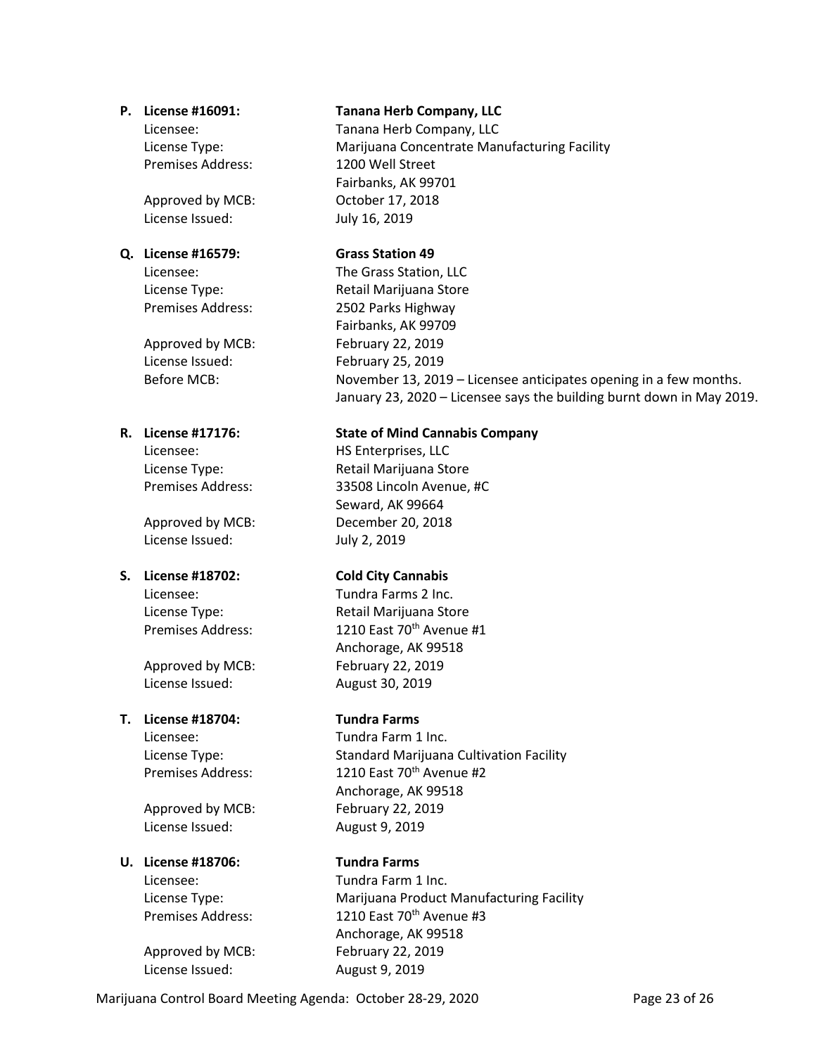**P. License #16091:** **Tanana Herb Company, LLC**

Licensee: Tanana Herb Company, LLC
License Type: Marijuana Concentrate Manufacturing Facility
Premises Address: 1200 Well Street
Fairbanks, AK 99701
Approved by MCB: October 17, 2018
License Issued: July 16, 2019

**Q. License #16579:** **Grass Station 49**

Licensee: The Grass Station, LLC
License Type: Retail Marijuana Store
Premises Address: 2502 Parks Highway
Fairbanks, AK 99709
Approved by MCB: February 22, 2019
License Issued: February 25, 2019
Before MCB: November 13, 2019 – Licensee anticipates opening in a few months.
January 23, 2020 – Licensee says the building burnt down in May 2019.

**R. License #17176:** **State of Mind Cannabis Company**

Licensee: HS Enterprises, LLC
License Type: Retail Marijuana Store
Premises Address: 33508 Lincoln Avenue, #C
Seward, AK 99664
Approved by MCB: December 20, 2018
License Issued: July 2, 2019

**S. License #18702:** **Cold City Cannabis**

Licensee: Tundra Farms 2 Inc.
License Type: Retail Marijuana Store
Premises Address: 1210 East 70th Avenue #1
Anchorage, AK 99518
Approved by MCB: February 22, 2019
License Issued: August 30, 2019

**T. License #18704:** **Tundra Farms**

Licensee: Tundra Farm 1 Inc.
License Type: Standard Marijuana Cultivation Facility
Premises Address: 1210 East 70th Avenue #2
Anchorage, AK 99518
Approved by MCB: February 22, 2019
License Issued: August 9, 2019

**U. License #18706:** **Tundra Farms**

Licensee: Tundra Farm 1 Inc.
License Type: Marijuana Product Manufacturing Facility
Premises Address: 1210 East 70th Avenue #3
Anchorage, AK 99518
Approved by MCB: February 22, 2019
License Issued: August 9, 2019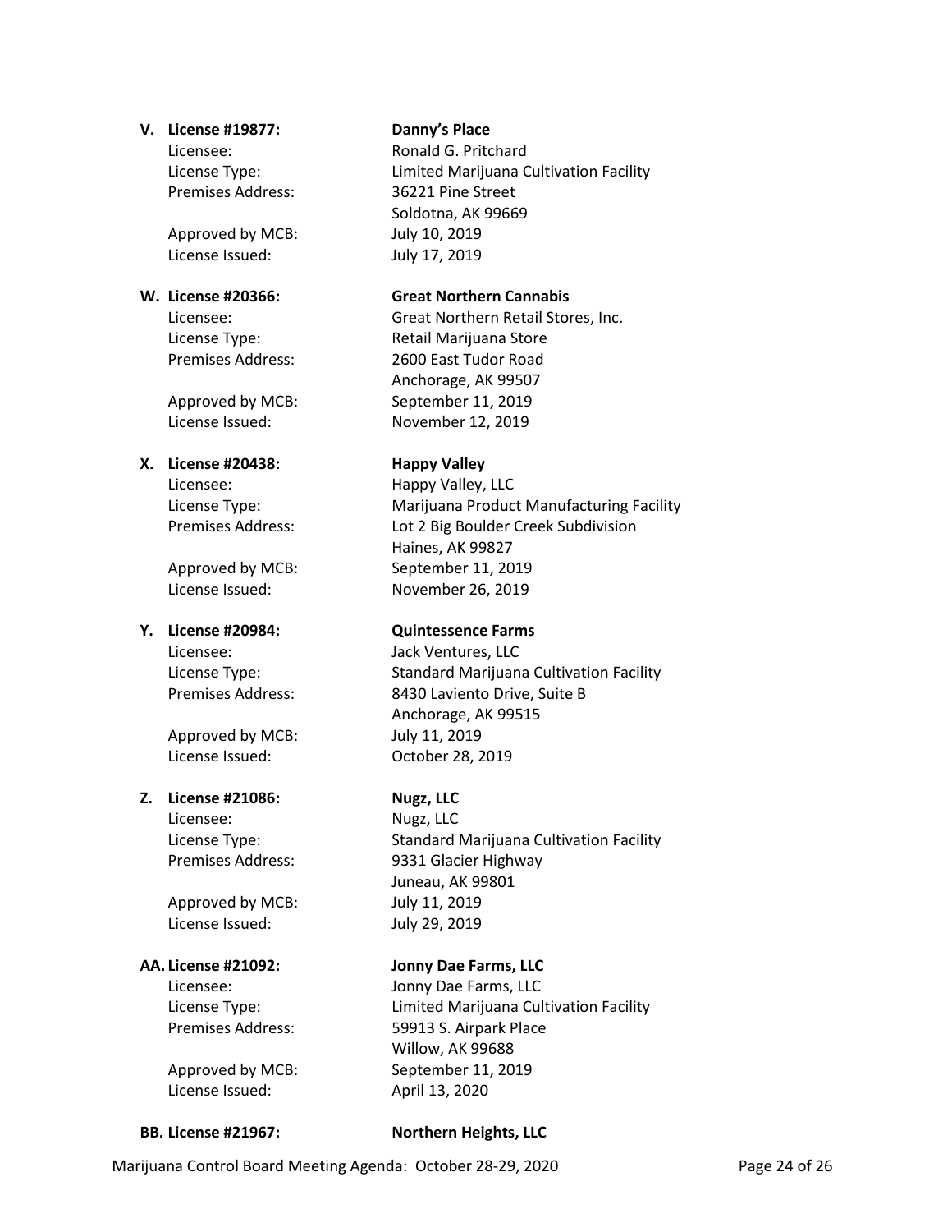**V. License #19877:** **Danny's Place**

Licensee: Ronald G. Pritchard
License Type: Limited Marijuana Cultivation Facility
Premises Address: 36221 Pine Street
Soldotna, AK 99669
Approved by MCB: July 10, 2019
License Issued: July 17, 2019

**W. License #20366:** **Great Northern Cannabis**

Licensee: Great Northern Retail Stores, Inc.
License Type: Retail Marijuana Store
Premises Address: 2600 East Tudor Road
Anchorage, AK 99507
Approved by MCB: September 11, 2019
License Issued: November 12, 2019

**X. License #20438:** **Happy Valley**

Licensee: Happy Valley, LLC
License Type: Marijuana Product Manufacturing Facility
Premises Address: Lot 2 Big Boulder Creek Subdivision
Haines, AK 99827
Approved by MCB: September 11, 2019
License Issued: November 26, 2019

**Y. License #20984:** **Quintessence Farms**

Licensee: Jack Ventures, LLC
License Type: Standard Marijuana Cultivation Facility
Premises Address: 8430 Laviento Drive, Suite B
Anchorage, AK 99515
Approved by MCB: July 11, 2019
License Issued: October 28, 2019

**Z. License #21086:** **Nugz, LLC**

Licensee: Nugz, LLC
License Type: Standard Marijuana Cultivation Facility
Premises Address: 9331 Glacier Highway
Juneau, AK 99801
Approved by MCB: July 11, 2019
License Issued: July 29, 2019

**AA. License #21092:** **Jonny Dae Farms, LLC**

Licensee: Jonny Dae Farms, LLC
License Type: Limited Marijuana Cultivation Facility
Premises Address: 59913 S. Airpark Place
Willow, AK 99688
Approved by MCB: September 11, 2019
License Issued: April 13, 2020

**BB. License #21967:** **Northern Heights, LLC**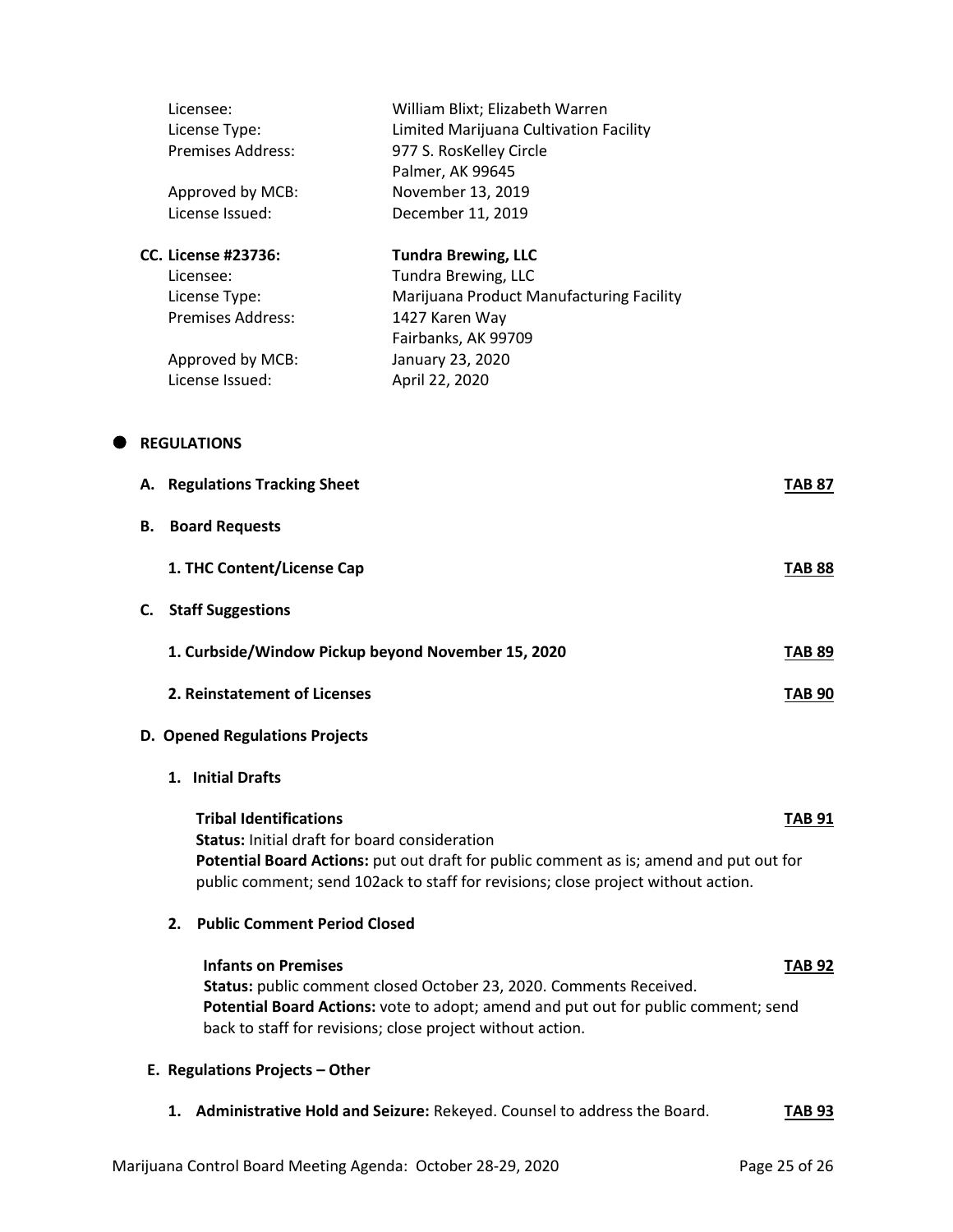Licensee: William Blixt; Elizabeth Warren
License Type: Limited Marijuana Cultivation Facility
Premises Address: 977 S. RosKelley Circle
Palmer, AK 99645
Approved by MCB: November 13, 2019
License Issued: December 11, 2019

**CC. License #23736: Tundra Brewing, LLC**
Licensee: Tundra Brewing, LLC
License Type: Marijuana Product Manufacturing Facility
Premises Address: 1427 Karen Way
Fairbanks, AK 99709
Approved by MCB: January 23, 2020
License Issued: April 22, 2020

- **REGULATIONS**

**A. Regulations Tracking Sheet** **TAB 87**

**B. Board Requests**

**1. THC Content/License Cap** **TAB 88**

**C. Staff Suggestions**

**1. Curbside/Window Pickup beyond November 15, 2020** **TAB 89**

**2. Reinstatement of Licenses** **TAB 90**

**D. Opened Regulations Projects**

**1. Initial Drafts**

**Tribal Identifications** **TAB 91**
**Status:** Initial draft for board consideration
**Potential Board Actions:** put out draft for public comment as is; amend and put out for public comment; send 102ack to staff for revisions; close project without action.

**2. Public Comment Period Closed**

**Infants on Premises** **TAB 92**
**Status:** public comment closed October 23, 2020. Comments Received.
**Potential Board Actions:** vote to adopt; amend and put out for public comment; send back to staff for revisions; close project without action.

**E. Regulations Projects – Other**

1. **Administrative Hold and Seizure:** Rekeyed. Counsel to address the Board. **TAB 93**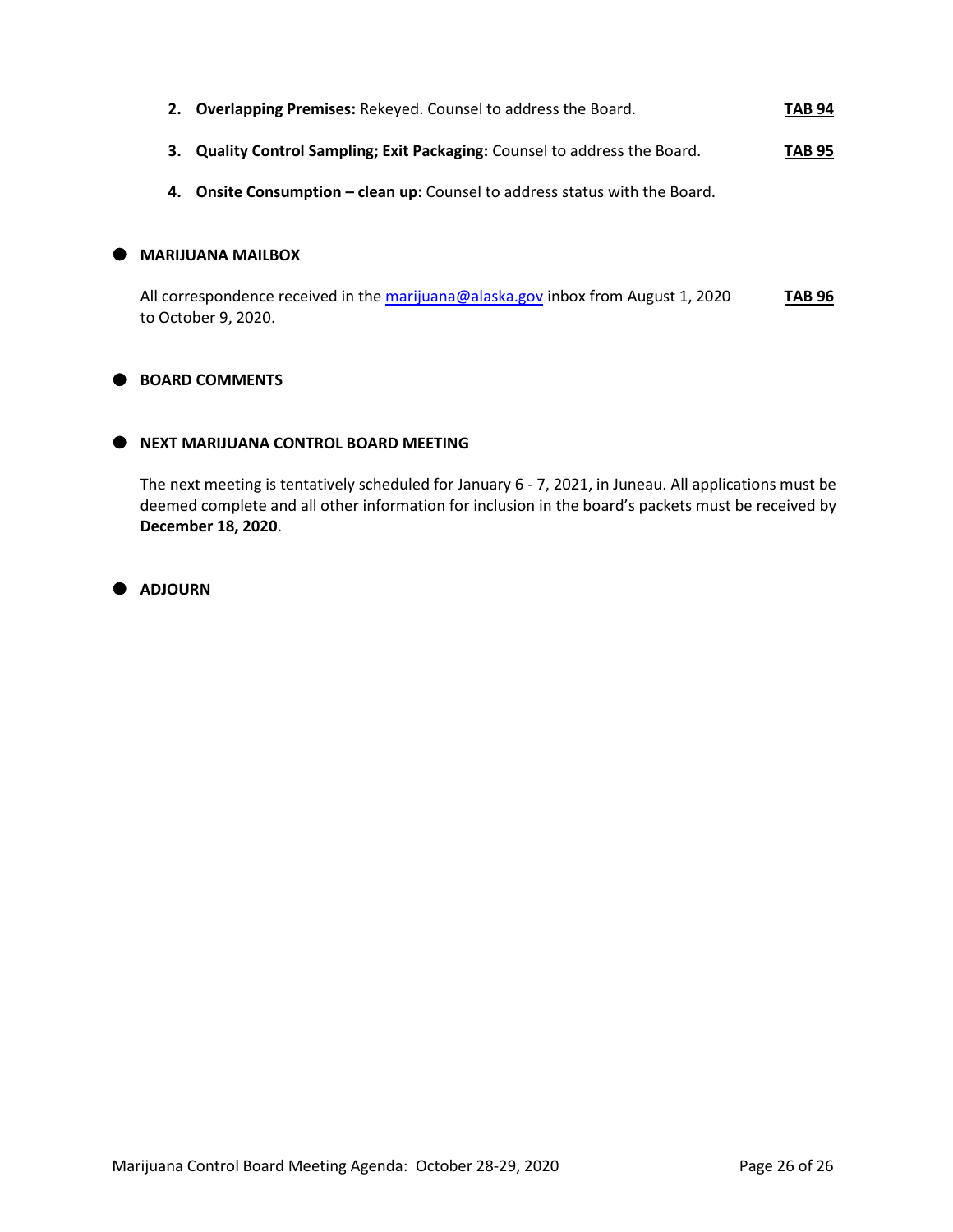2. **Overlapping Premises:** Rekeyed. Counsel to address the Board. **TAB 94**

3. **Quality Control Sampling; Exit Packaging:** Counsel to address the Board. **TAB 95**

4. **Onsite Consumption – clean up:** Counsel to address status with the Board.

- **MARIJUANA MAILBOX**

  All correspondence received in the marijuana@alaska.gov inbox from August 1, 2020 to October 9, 2020. **TAB 96**

- **BOARD COMMENTS**

- **NEXT MARIJUANA CONTROL BOARD MEETING**

  The next meeting is tentatively scheduled for January 6 - 7, 2021, in Juneau. All applications must be deemed complete and all other information for inclusion in the board's packets must be received by **December 18, 2020**.

- **ADJOURN**